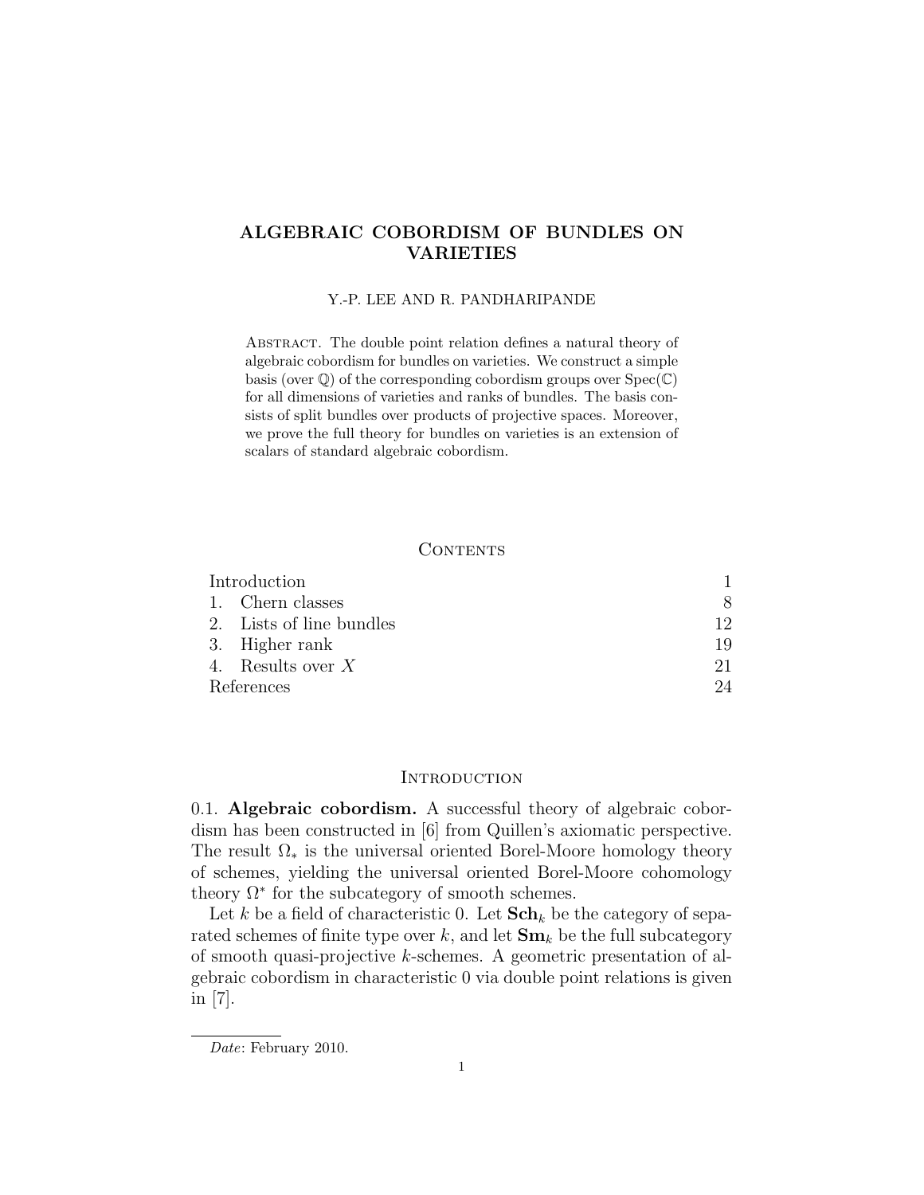# ALGEBRAIC COBORDISM OF BUNDLES ON VARIETIES

Y.-P. LEE AND R. PANDHARIPANDE

Abstract. The double point relation defines a natural theory of algebraic cobordism for bundles on varieties. We construct a simple basis (over $\mathbb{Q}$) of the corresponding cobordism groups over $\mathrm{Spec}(\mathbb{C})$ for all dimensions of varieties and ranks of bundles. The basis consists of split bundles over products of projective spaces. Moreover, we prove the full theory for bundles on varieties is an extension of scalars of standard algebraic cobordism.

## Contents

| | |
|---|---|
| Introduction | 1 |
| 1. Chern classes | 8 |
| 2. Lists of line bundles | 12 |
| 3. Higher rank | 19 |
| 4. Results over $X$ | 21 |
| References | 24 |

## Introduction

0.1. **Algebraic cobordism.** A successful theory of algebraic cobordism has been constructed in [6] from Quillen's axiomatic perspective. The result $\Omega_*$ is the universal oriented Borel-Moore homology theory of schemes, yielding the universal oriented Borel-Moore cohomology theory $\Omega^*$ for the subcategory of smooth schemes.

Let $k$ be a field of characteristic 0. Let $\mathbf{Sch}_k$ be the category of separated schemes of finite type over $k$, and let $\mathbf{Sm}_k$ be the full subcategory of smooth quasi-projective $k$-schemes. A geometric presentation of algebraic cobordism in characteristic 0 via double point relations is given in [7].

*Date*: February 2010.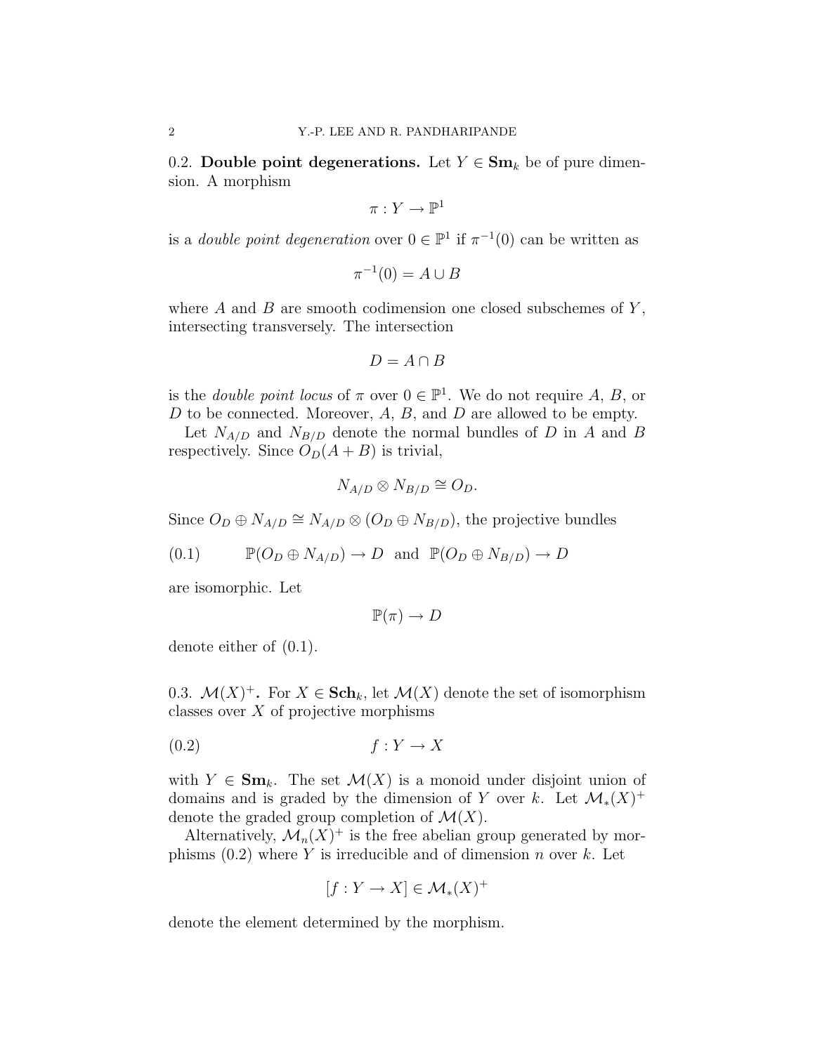0.2. **Double point degenerations.** Let $Y \in \mathbf{Sm}_k$ be of pure dimension. A morphism

$$\pi : Y \to \mathbb{P}^1$$

is a *double point degeneration* over $0 \in \mathbb{P}^1$ if $\pi^{-1}(0)$ can be written as

$$\pi^{-1}(0) = A \cup B$$

where $A$ and $B$ are smooth codimension one closed subschemes of $Y$, intersecting transversely. The intersection

$$D = A \cap B$$

is the *double point locus* of $\pi$ over $0 \in \mathbb{P}^1$. We do not require $A$, $B$, or $D$ to be connected. Moreover, $A$, $B$, and $D$ are allowed to be empty.

Let $N_{A/D}$ and $N_{B/D}$ denote the normal bundles of $D$ in $A$ and $B$ respectively. Since $O_D(A+B)$ is trivial,

$$N_{A/D} \otimes N_{B/D} \cong O_D.$$

Since $O_D \oplus N_{A/D} \cong N_{A/D} \otimes (O_D \oplus N_{B/D})$, the projective bundles

$$\mathbb{P}(O_D \oplus N_{A/D}) \to D \ \text{ and } \ \mathbb{P}(O_D \oplus N_{B/D}) \to D \tag{0.1}$$

are isomorphic. Let

$$\mathbb{P}(\pi) \to D$$

denote either of (0.1).

0.3. $\mathcal{M}(X)^+$**.** For $X \in \mathbf{Sch}_k$, let $\mathcal{M}(X)$ denote the set of isomorphism classes over $X$ of projective morphisms

$$f : Y \to X \tag{0.2}$$

with $Y \in \mathbf{Sm}_k$. The set $\mathcal{M}(X)$ is a monoid under disjoint union of domains and is graded by the dimension of $Y$ over $k$. Let $\mathcal{M}_*(X)^+$ denote the graded group completion of $\mathcal{M}(X)$.

Alternatively, $\mathcal{M}_n(X)^+$ is the free abelian group generated by morphisms (0.2) where $Y$ is irreducible and of dimension $n$ over $k$. Let

$$[f : Y \to X] \in \mathcal{M}_*(X)^+$$

denote the element determined by the morphism.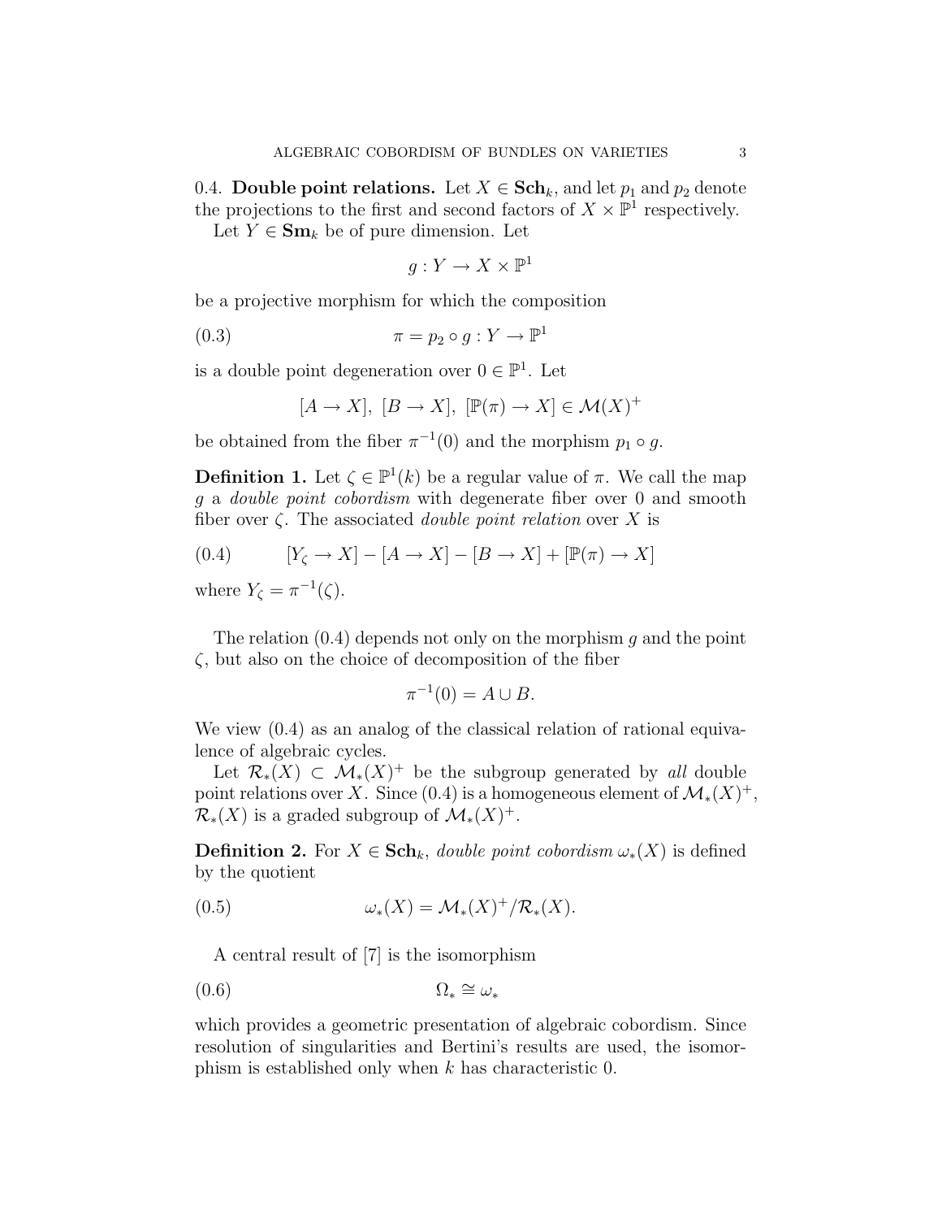0.4. **Double point relations.** Let $X \in \mathbf{Sch}_k$, and let $p_1$ and $p_2$ denote the projections to the first and second factors of $X \times \mathbb{P}^1$ respectively.

Let $Y \in \mathbf{Sm}_k$ be of pure dimension. Let

$$g : Y \to X \times \mathbb{P}^1$$

be a projective morphism for which the composition

$$\pi = p_2 \circ g : Y \to \mathbb{P}^1 \tag{0.3}$$

is a double point degeneration over $0 \in \mathbb{P}^1$. Let

$$[A \to X],\ [B \to X],\ [\mathbb{P}(\pi) \to X] \in \mathcal{M}(X)^+$$

be obtained from the fiber $\pi^{-1}(0)$ and the morphism $p_1 \circ g$.

**Definition 1.** Let $\zeta \in \mathbb{P}^1(k)$ be a regular value of $\pi$. We call the map $g$ a *double point cobordism* with degenerate fiber over 0 and smooth fiber over $\zeta$. The associated *double point relation* over $X$ is

$$[Y_\zeta \to X] - [A \to X] - [B \to X] + [\mathbb{P}(\pi) \to X] \tag{0.4}$$

where $Y_\zeta = \pi^{-1}(\zeta)$.

The relation (0.4) depends not only on the morphism $g$ and the point $\zeta$, but also on the choice of decomposition of the fiber

$$\pi^{-1}(0) = A \cup B.$$

We view (0.4) as an analog of the classical relation of rational equivalence of algebraic cycles.

Let $\mathcal{R}_*(X) \subset \mathcal{M}_*(X)^+$ be the subgroup generated by *all* double point relations over $X$. Since (0.4) is a homogeneous element of $\mathcal{M}_*(X)^+$, $\mathcal{R}_*(X)$ is a graded subgroup of $\mathcal{M}_*(X)^+$.

**Definition 2.** For $X \in \mathbf{Sch}_k$, *double point cobordism* $\omega_*(X)$ is defined by the quotient

$$\omega_*(X) = \mathcal{M}_*(X)^+ / \mathcal{R}_*(X). \tag{0.5}$$

A central result of [7] is the isomorphism

$$\Omega_* \cong \omega_* \tag{0.6}$$

which provides a geometric presentation of algebraic cobordism. Since resolution of singularities and Bertini's results are used, the isomorphism is established only when $k$ has characteristic 0.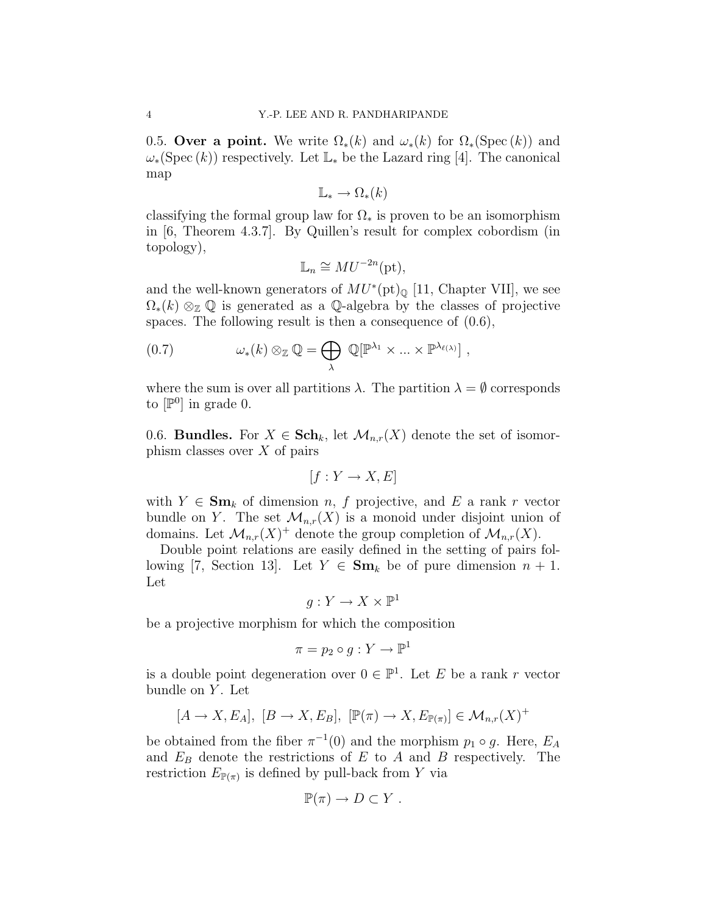0.5. **Over a point.** We write $\Omega_*(k)$ and $\omega_*(k)$ for $\Omega_*(\mathrm{Spec}\,(k))$ and $\omega_*(\mathrm{Spec}\,(k))$ respectively. Let $\mathbb{L}_*$ be the Lazard ring [4]. The canonical map

$$\mathbb{L}_* \to \Omega_*(k)$$

classifying the formal group law for $\Omega_*$ is proven to be an isomorphism in [6, Theorem 4.3.7]. By Quillen's result for complex cobordism (in topology),

$$\mathbb{L}_n \cong MU^{-2n}(\mathrm{pt}),$$

and the well-known generators of $MU^*(\mathrm{pt})_{\mathbb{Q}}$ [11, Chapter VII], we see $\Omega_*(k) \otimes_{\mathbb{Z}} \mathbb{Q}$ is generated as a $\mathbb{Q}$-algebra by the classes of projective spaces. The following result is then a consequence of (0.6),

$$\omega_*(k) \otimes_{\mathbb{Z}} \mathbb{Q} = \bigoplus_{\lambda} \mathbb{Q}[\mathbb{P}^{\lambda_1} \times ... \times \mathbb{P}^{\lambda_{\ell(\lambda)}}] \ , \tag{0.7}$$

where the sum is over all partitions $\lambda$. The partition $\lambda = \emptyset$ corresponds to $[\mathbb{P}^0]$ in grade 0.

0.6. **Bundles.** For $X \in \mathbf{Sch}_k$, let $\mathcal{M}_{n,r}(X)$ denote the set of isomorphism classes over $X$ of pairs

$$[f : Y \to X, E]$$

with $Y \in \mathbf{Sm}_k$ of dimension $n$, $f$ projective, and $E$ a rank $r$ vector bundle on $Y$. The set $\mathcal{M}_{n,r}(X)$ is a monoid under disjoint union of domains. Let $\mathcal{M}_{n,r}(X)^+$ denote the group completion of $\mathcal{M}_{n,r}(X)$.

Double point relations are easily defined in the setting of pairs following [7, Section 13]. Let $Y \in \mathbf{Sm}_k$ be of pure dimension $n+1$. Let

$$g : Y \to X \times \mathbb{P}^1$$

be a projective morphism for which the composition

$$\pi = p_2 \circ g : Y \to \mathbb{P}^1$$

is a double point degeneration over $0 \in \mathbb{P}^1$. Let $E$ be a rank $r$ vector bundle on $Y$. Let

$$[A \to X, E_A],\ [B \to X, E_B],\ [\mathbb{P}(\pi) \to X, E_{\mathbb{P}(\pi)}] \in \mathcal{M}_{n,r}(X)^+$$

be obtained from the fiber $\pi^{-1}(0)$ and the morphism $p_1 \circ g$. Here, $E_A$ and $E_B$ denote the restrictions of $E$ to $A$ and $B$ respectively. The restriction $E_{\mathbb{P}(\pi)}$ is defined by pull-back from $Y$ via

$$\mathbb{P}(\pi) \to D \subset Y \ .$$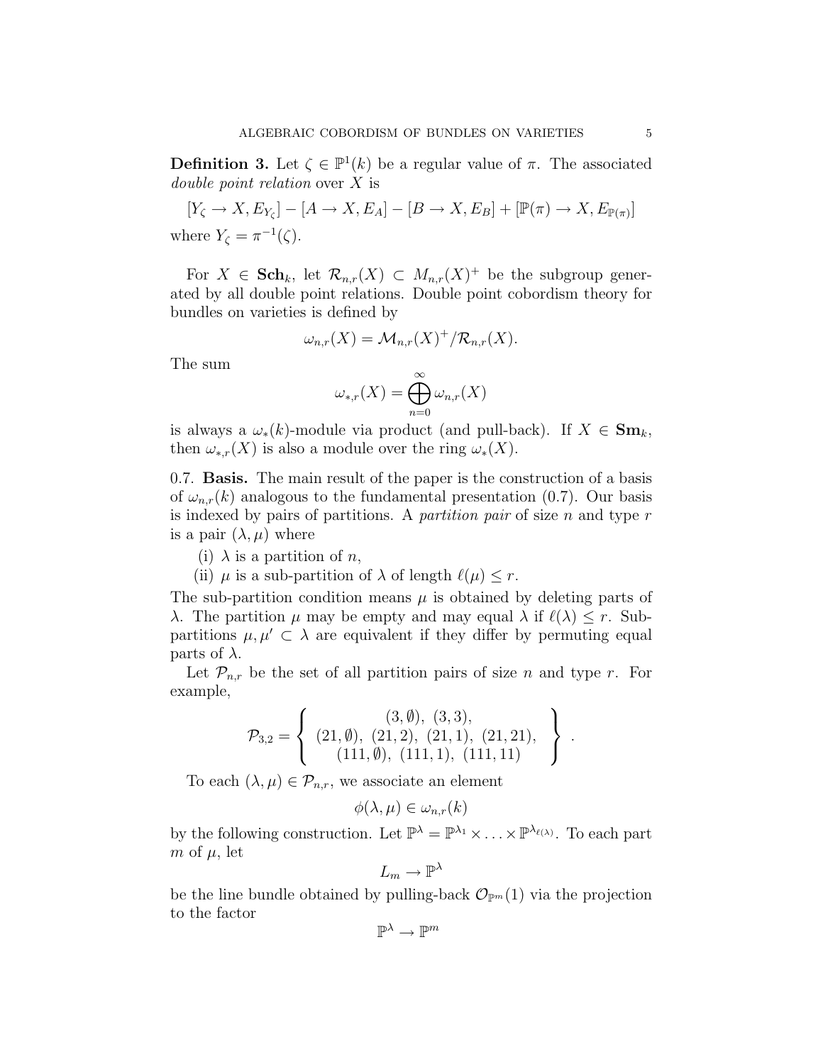**Definition 3.** Let $\zeta \in \mathbb{P}^1(k)$ be a regular value of $\pi$. The associated *double point relation* over $X$ is

$$[Y_\zeta \to X, E_{Y_\zeta}] - [A \to X, E_A] - [B \to X, E_B] + [\mathbb{P}(\pi) \to X, E_{\mathbb{P}(\pi)}]$$

where $Y_\zeta = \pi^{-1}(\zeta)$.

For $X \in \mathbf{Sch}_k$, let $\mathcal{R}_{n,r}(X) \subset M_{n,r}(X)^+$ be the subgroup generated by all double point relations. Double point cobordism theory for bundles on varieties is defined by

$$\omega_{n,r}(X) = \mathcal{M}_{n,r}(X)^+/\mathcal{R}_{n,r}(X).$$

The sum

$$\omega_{*,r}(X) = \bigoplus_{n=0}^{\infty} \omega_{n,r}(X)$$

is always a $\omega_*(k)$-module via product (and pull-back). If $X \in \mathbf{Sm}_k$, then $\omega_{*,r}(X)$ is also a module over the ring $\omega_*(X)$.

0.7. **Basis.** The main result of the paper is the construction of a basis of $\omega_{n,r}(k)$ analogous to the fundamental presentation (0.7). Our basis is indexed by pairs of partitions. A *partition pair* of size $n$ and type $r$ is a pair $(\lambda, \mu)$ where

(i) $\lambda$ is a partition of $n$,

(ii) $\mu$ is a sub-partition of $\lambda$ of length $\ell(\mu) \leq r$.

The sub-partition condition means $\mu$ is obtained by deleting parts of $\lambda$. The partition $\mu$ may be empty and may equal $\lambda$ if $\ell(\lambda) \leq r$. Sub-partitions $\mu, \mu' \subset \lambda$ are equivalent if they differ by permuting equal parts of $\lambda$.

Let $\mathcal{P}_{n,r}$ be the set of all partition pairs of size $n$ and type $r$. For example,

$$\mathcal{P}_{3,2} = \left\{ \begin{array}{c} (3,\emptyset),\ (3,3), \\ (21,\emptyset),\ (21,2),\ (21,1),\ (21,21), \\ (111,\emptyset),\ (111,1),\ (111,11) \end{array} \right\}.$$

To each $(\lambda, \mu) \in \mathcal{P}_{n,r}$, we associate an element

$$\phi(\lambda, \mu) \in \omega_{n,r}(k)$$

by the following construction. Let $\mathbb{P}^\lambda = \mathbb{P}^{\lambda_1} \times \ldots \times \mathbb{P}^{\lambda_{\ell(\lambda)}}$. To each part $m$ of $\mu$, let

$$L_m \to \mathbb{P}^\lambda$$

be the line bundle obtained by pulling-back $\mathcal{O}_{\mathbb{P}^m}(1)$ via the projection to the factor

$$\mathbb{P}^\lambda \to \mathbb{P}^m$$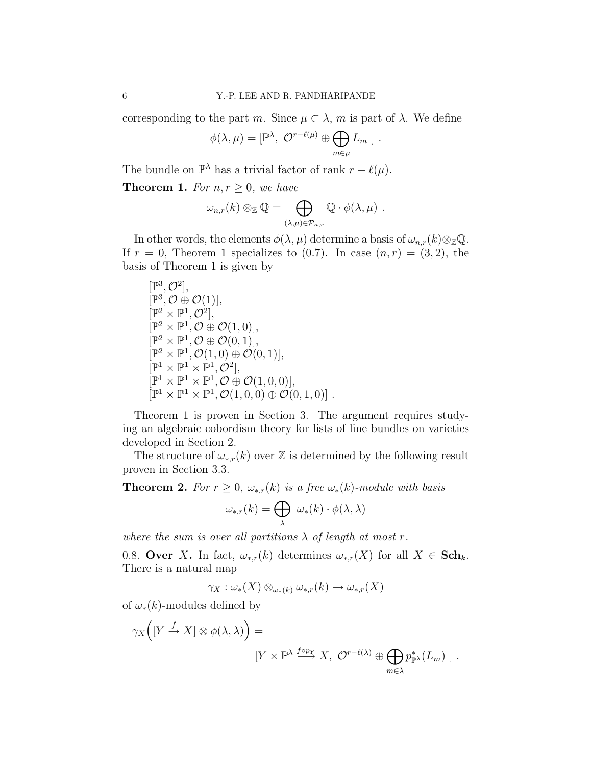corresponding to the part $m$. Since $\mu \subset \lambda$, $m$ is part of $\lambda$. We define

$$\phi(\lambda, \mu) = [\mathbb{P}^\lambda,\ \mathcal{O}^{r-\ell(\mu)} \oplus \bigoplus_{m \in \mu} L_m\ ]\ .$$

The bundle on $\mathbb{P}^\lambda$ has a trivial factor of rank $r - \ell(\mu)$.

**Theorem 1.** *For $n, r \geq 0$, we have*

$$\omega_{n,r}(k) \otimes_{\mathbb{Z}} \mathbb{Q} = \bigoplus_{(\lambda,\mu) \in \mathcal{P}_{n,r}} \mathbb{Q} \cdot \phi(\lambda, \mu)\ .$$

In other words, the elements $\phi(\lambda,\mu)$ determine a basis of $\omega_{n,r}(k) \otimes_{\mathbb{Z}} \mathbb{Q}$. If $r = 0$, Theorem 1 specializes to (0.7). In case $(n, r) = (3, 2)$, the basis of Theorem 1 is given by

$[\mathbb{P}^3, \mathcal{O}^2]$,
$[\mathbb{P}^3, \mathcal{O} \oplus \mathcal{O}(1)]$,
$[\mathbb{P}^2 \times \mathbb{P}^1, \mathcal{O}^2]$,
$[\mathbb{P}^2 \times \mathbb{P}^1, \mathcal{O} \oplus \mathcal{O}(1, 0)]$,
$[\mathbb{P}^2 \times \mathbb{P}^1, \mathcal{O} \oplus \mathcal{O}(0, 1)]$,
$[\mathbb{P}^2 \times \mathbb{P}^1, \mathcal{O}(1, 0) \oplus \mathcal{O}(0, 1)]$,
$[\mathbb{P}^1 \times \mathbb{P}^1 \times \mathbb{P}^1, \mathcal{O}^2]$,
$[\mathbb{P}^1 \times \mathbb{P}^1 \times \mathbb{P}^1, \mathcal{O} \oplus \mathcal{O}(1, 0, 0)]$,
$[\mathbb{P}^1 \times \mathbb{P}^1 \times \mathbb{P}^1, \mathcal{O}(1, 0, 0) \oplus \mathcal{O}(0, 1, 0)]$ .

Theorem 1 is proven in Section 3. The argument requires studying an algebraic cobordism theory for lists of line bundles on varieties developed in Section 2.

The structure of $\omega_{*,r}(k)$ over $\mathbb{Z}$ is determined by the following result proven in Section 3.3.

**Theorem 2.** *For $r \geq 0$, $\omega_{*,r}(k)$ is a free $\omega_*(k)$-module with basis*

$$\omega_{*,r}(k) = \bigoplus_{\lambda} \omega_*(k) \cdot \phi(\lambda, \lambda)$$

*where the sum is over all partitions $\lambda$ of length at most $r$.*

0.8. **Over $X$.** In fact, $\omega_{*,r}(k)$ determines $\omega_{*,r}(X)$ for all $X \in \mathbf{Sch}_k$. There is a natural map

$$\gamma_X : \omega_*(X) \otimes_{\omega_*(k)} \omega_{*,r}(k) \to \omega_{*,r}(X)$$

of $\omega_*(k)$-modules defined by

$$\gamma_X\Big([Y \xrightarrow{f} X] \otimes \phi(\lambda, \lambda)\Big) =$$
$$[Y \times \mathbb{P}^\lambda \xrightarrow{f \circ p_Y} X,\ \mathcal{O}^{r-\ell(\lambda)} \oplus \bigoplus_{m \in \lambda} p^*_{\mathbb{P}^\lambda}(L_m)\ ]\ .$$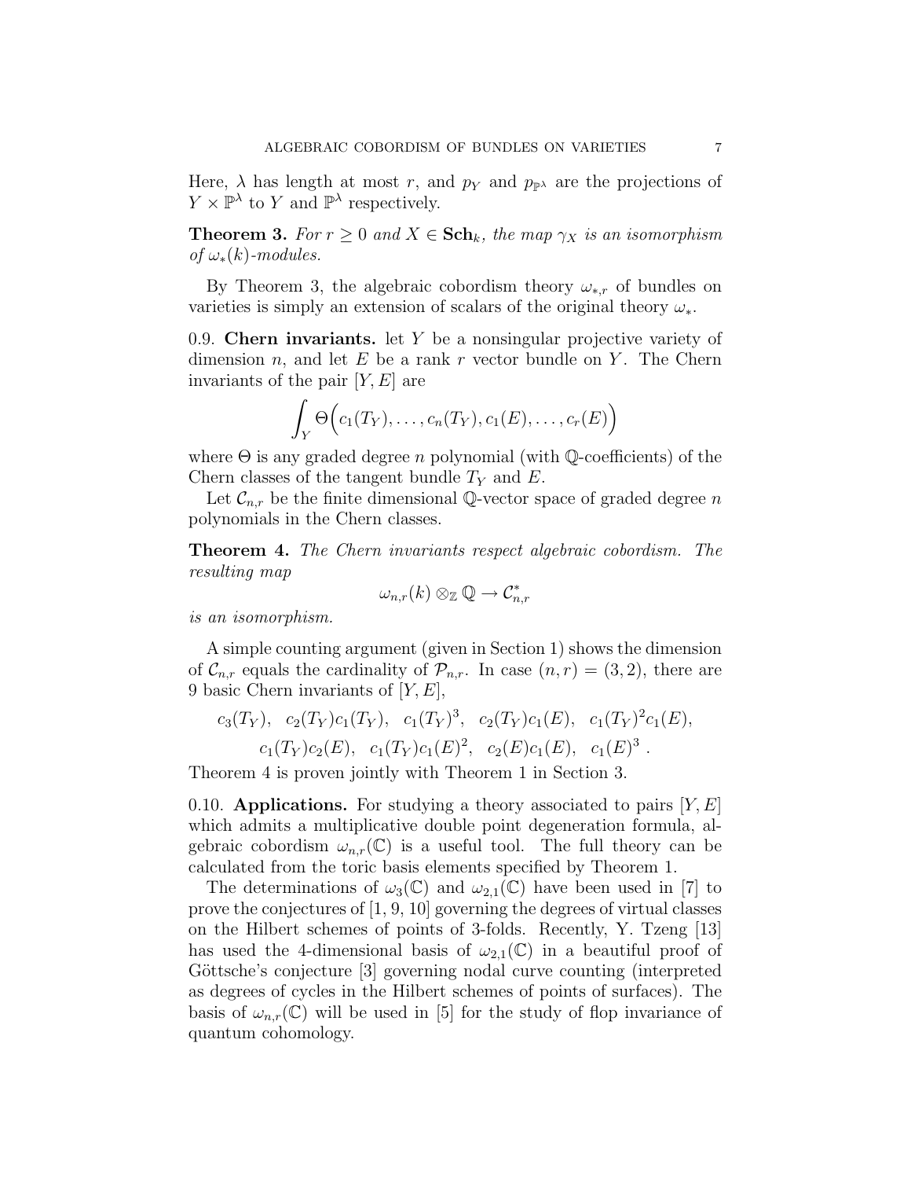Here, $\lambda$ has length at most $r$, and $p_Y$ and $p_{\mathbb{P}^\lambda}$ are the projections of $Y \times \mathbb{P}^\lambda$ to $Y$ and $\mathbb{P}^\lambda$ respectively.

**Theorem 3.** *For $r \geq 0$ and $X \in \mathbf{Sch}_k$, the map $\gamma_X$ is an isomorphism of $\omega_*(k)$-modules.*

By Theorem 3, the algebraic cobordism theory $\omega_{*,r}$ of bundles on varieties is simply an extension of scalars of the original theory $\omega_*$.

0.9. **Chern invariants.** let $Y$ be a nonsingular projective variety of dimension $n$, and let $E$ be a rank $r$ vector bundle on $Y$. The Chern invariants of the pair $[Y, E]$ are

$$\int_Y \Theta\Big(c_1(T_Y), \ldots, c_n(T_Y), c_1(E), \ldots, c_r(E)\Big)$$

where $\Theta$ is any graded degree $n$ polynomial (with $\mathbb{Q}$-coefficients) of the Chern classes of the tangent bundle $T_Y$ and $E$.

Let $\mathcal{C}_{n,r}$ be the finite dimensional $\mathbb{Q}$-vector space of graded degree $n$ polynomials in the Chern classes.

**Theorem 4.** *The Chern invariants respect algebraic cobordism. The resulting map*

$$\omega_{n,r}(k) \otimes_{\mathbb{Z}} \mathbb{Q} \to \mathcal{C}^*_{n,r}$$

*is an isomorphism.*

A simple counting argument (given in Section 1) shows the dimension of $\mathcal{C}_{n,r}$ equals the cardinality of $\mathcal{P}_{n,r}$. In case $(n, r) = (3, 2)$, there are 9 basic Chern invariants of $[Y, E]$,

$$c_3(T_Y), \;\; c_2(T_Y)c_1(T_Y), \;\; c_1(T_Y)^3, \;\; c_2(T_Y)c_1(E), \;\; c_1(T_Y)^2c_1(E),$$
$$c_1(T_Y)c_2(E), \;\; c_1(T_Y)c_1(E)^2, \;\; c_2(E)c_1(E), \;\; c_1(E)^3 \; .$$

Theorem 4 is proven jointly with Theorem 1 in Section 3.

0.10. **Applications.** For studying a theory associated to pairs $[Y, E]$ which admits a multiplicative double point degeneration formula, algebraic cobordism $\omega_{n,r}(\mathbb{C})$ is a useful tool. The full theory can be calculated from the toric basis elements specified by Theorem 1.

The determinations of $\omega_3(\mathbb{C})$ and $\omega_{2,1}(\mathbb{C})$ have been used in [7] to prove the conjectures of [1, 9, 10] governing the degrees of virtual classes on the Hilbert schemes of points of 3-folds. Recently, Y. Tzeng [13] has used the 4-dimensional basis of $\omega_{2,1}(\mathbb{C})$ in a beautiful proof of Göttsche's conjecture [3] governing nodal curve counting (interpreted as degrees of cycles in the Hilbert schemes of points of surfaces). The basis of $\omega_{n,r}(\mathbb{C})$ will be used in [5] for the study of flop invariance of quantum cohomology.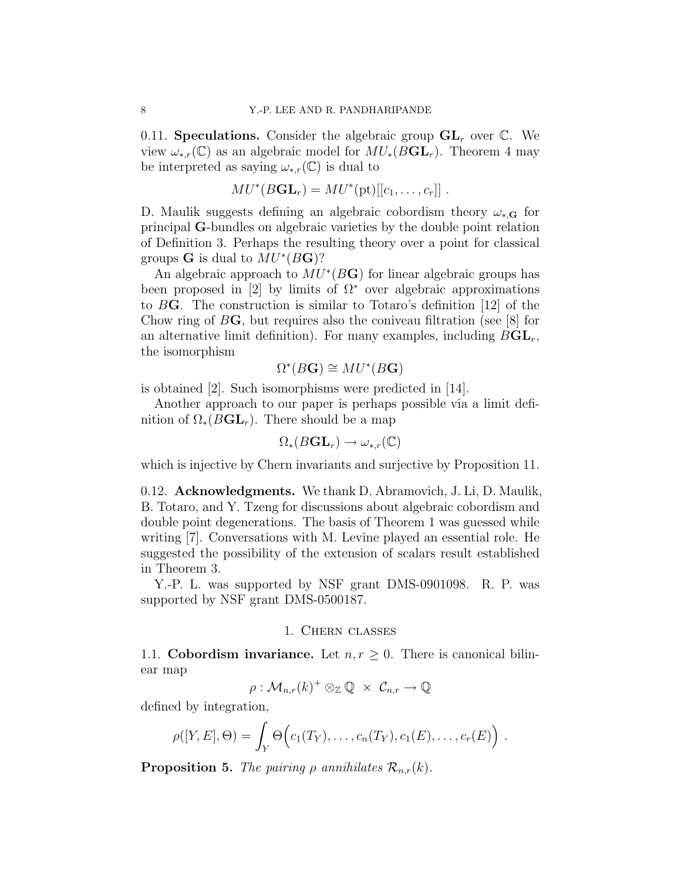0.11. **Speculations.** Consider the algebraic group $\mathbf{GL}_r$ over $\mathbb{C}$. We view $\omega_{*,r}(\mathbb{C})$ as an algebraic model for $MU_*(B\mathbf{GL}_r)$. Theorem 4 may be interpreted as saying $\omega_{*,r}(\mathbb{C})$ is dual to

$$MU^*(B\mathbf{GL}_r) = MU^*(\mathrm{pt})[[c_1, \ldots, c_r]] \ .$$

D. Maulik suggests defining an algebraic cobordism theory $\omega_{*,\mathbf{G}}$ for principal $\mathbf{G}$-bundles on algebraic varieties by the double point relation of Definition 3. Perhaps the resulting theory over a point for classical groups $\mathbf{G}$ is dual to $MU^*(B\mathbf{G})$?

An algebraic approach to $MU^*(B\mathbf{G})$ for linear algebraic groups has been proposed in [2] by limits of $\Omega^*$ over algebraic approximations to $B\mathbf{G}$. The construction is similar to Totaro's definition [12] of the Chow ring of $B\mathbf{G}$, but requires also the coniveau filtration (see [8] for an alternative limit definition). For many examples, including $B\mathbf{GL}_r$, the isomorphism

$$\Omega^*(B\mathbf{G}) \cong MU^*(B\mathbf{G})$$

is obtained [2]. Such isomorphisms were predicted in [14].

Another approach to our paper is perhaps possible via a limit definition of $\Omega_*(B\mathbf{GL}_r)$. There should be a map

$$\Omega_*(B\mathbf{GL}_r) \to \omega_{*,r}(\mathbb{C})$$

which is injective by Chern invariants and surjective by Proposition 11.

0.12. **Acknowledgments.** We thank D. Abramovich, J. Li, D. Maulik, B. Totaro, and Y. Tzeng for discussions about algebraic cobordism and double point degenerations. The basis of Theorem 1 was guessed while writing [7]. Conversations with M. Levine played an essential role. He suggested the possibility of the extension of scalars result established in Theorem 3.

Y.-P. L. was supported by NSF grant DMS-0901098. R. P. was supported by NSF grant DMS-0500187.

## 1. Chern classes

1.1. **Cobordism invariance.** Let $n, r \geq 0$. There is canonical bilinear map

$$\rho : \mathcal{M}_{n,r}(k)^+ \otimes_{\mathbb{Z}} \mathbb{Q} \ \times \ \mathcal{C}_{n,r} \to \mathbb{Q}$$

defined by integration,

$$\rho([Y, E], \Theta) = \int_Y \Theta\Big(c_1(T_Y), \ldots, c_n(T_Y), c_1(E), \ldots, c_r(E)\Big) \ .$$

**Proposition 5.** *The pairing $\rho$ annihilates $\mathcal{R}_{n,r}(k)$.*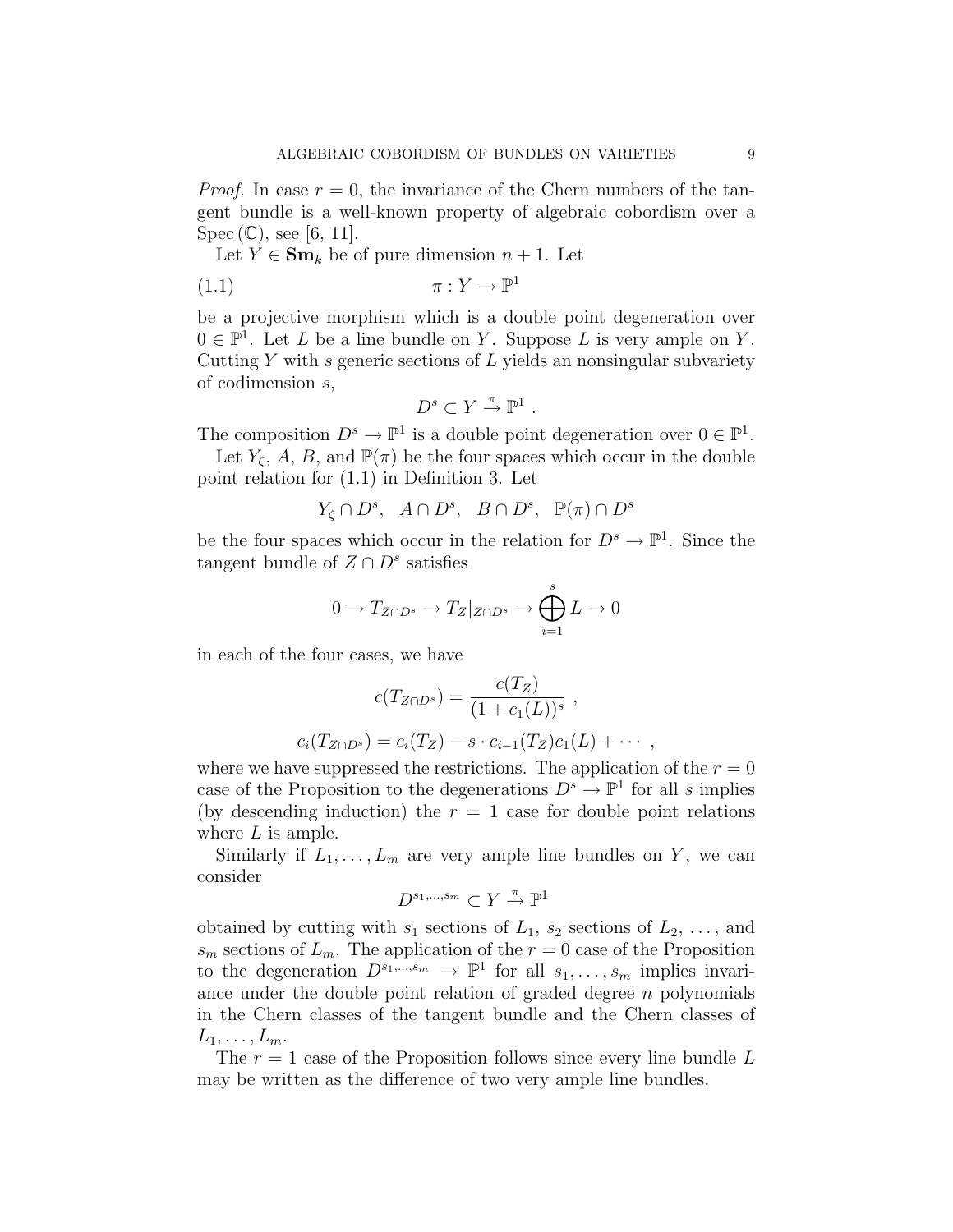*Proof.* In case $r = 0$, the invariance of the Chern numbers of the tangent bundle is a well-known property of algebraic cobordism over a $\mathrm{Spec}\,(\mathbb{C})$, see [6, 11].

Let $Y \in \mathbf{Sm}_k$ be of pure dimension $n+1$. Let

$$\pi : Y \to \mathbb{P}^1 \tag{1.1}$$

be a projective morphism which is a double point degeneration over $0 \in \mathbb{P}^1$. Let $L$ be a line bundle on $Y$. Suppose $L$ is very ample on $Y$. Cutting $Y$ with $s$ generic sections of $L$ yields an nonsingular subvariety of codimension $s$,

$$D^s \subset Y \xrightarrow{\pi} \mathbb{P}^1 .$$

The composition $D^s \to \mathbb{P}^1$ is a double point degeneration over $0 \in \mathbb{P}^1$.

Let $Y_\zeta$, $A$, $B$, and $\mathbb{P}(\pi)$ be the four spaces which occur in the double point relation for (1.1) in Definition 3. Let

$$Y_\zeta \cap D^s, \quad A \cap D^s, \quad B \cap D^s, \quad \mathbb{P}(\pi) \cap D^s$$

be the four spaces which occur in the relation for $D^s \to \mathbb{P}^1$. Since the tangent bundle of $Z \cap D^s$ satisfies

$$0 \to T_{Z \cap D^s} \to T_Z|_{Z \cap D^s} \to \bigoplus_{i=1}^{s} L \to 0$$

in each of the four cases, we have

$$c(T_{Z\cap D^s}) = \frac{c(T_Z)}{(1 + c_1(L))^s} \ ,$$

$$c_i(T_{Z \cap D^s}) = c_i(T_Z) - s \cdot c_{i-1}(T_Z)c_1(L) + \cdots \ ,$$

where we have suppressed the restrictions. The application of the $r = 0$ case of the Proposition to the degenerations $D^s \to \mathbb{P}^1$ for all $s$ implies (by descending induction) the $r = 1$ case for double point relations where $L$ is ample.

Similarly if $L_1, \ldots, L_m$ are very ample line bundles on $Y$, we can consider

$$D^{s_1,\ldots,s_m} \subset Y \xrightarrow{\pi} \mathbb{P}^1$$

obtained by cutting with $s_1$ sections of $L_1$, $s_2$ sections of $L_2$, $\ldots$, and $s_m$ sections of $L_m$. The application of the $r = 0$ case of the Proposition to the degeneration $D^{s_1,\ldots,s_m} \to \mathbb{P}^1$ for all $s_1, \ldots, s_m$ implies invariance under the double point relation of graded degree $n$ polynomials in the Chern classes of the tangent bundle and the Chern classes of $L_1, \ldots, L_m$.

The $r = 1$ case of the Proposition follows since every line bundle $L$ may be written as the difference of two very ample line bundles.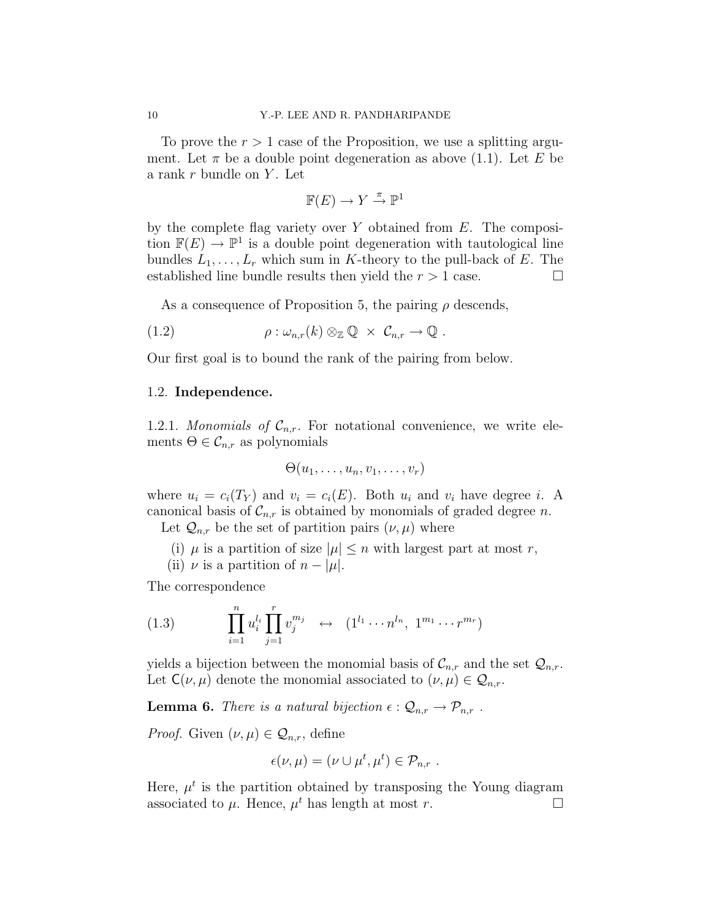To prove the $r > 1$ case of the Proposition, we use a splitting argument. Let $\pi$ be a double point degeneration as above (1.1). Let $E$ be a rank $r$ bundle on $Y$. Let

$$\mathbb{F}(E) \to Y \xrightarrow{\pi} \mathbb{P}^1$$

by the complete flag variety over $Y$ obtained from $E$. The composition $\mathbb{F}(E) \to \mathbb{P}^1$ is a double point degeneration with tautological line bundles $L_1, \ldots, L_r$ which sum in $K$-theory to the pull-back of $E$. The established line bundle results then yield the $r > 1$ case. □

As a consequence of Proposition 5, the pairing $\rho$ descends,

$$\rho : \omega_{n,r}(k) \otimes_{\mathbb{Z}} \mathbb{Q} \ \times \ \mathcal{C}_{n,r} \to \mathbb{Q} \ . \tag{1.2}$$

Our first goal is to bound the rank of the pairing from below.

## 1.2. **Independence.**

1.2.1. *Monomials of $\mathcal{C}_{n,r}$.* For notational convenience, we write elements $\Theta \in \mathcal{C}_{n,r}$ as polynomials

$$\Theta(u_1, \ldots, u_n, v_1, \ldots, v_r)$$

where $u_i = c_i(T_Y)$ and $v_i = c_i(E)$. Both $u_i$ and $v_i$ have degree $i$. A canonical basis of $\mathcal{C}_{n,r}$ is obtained by monomials of graded degree $n$.

Let $\mathcal{Q}_{n,r}$ be the set of partition pairs $(\nu, \mu)$ where

(i) $\mu$ is a partition of size $|\mu| \leq n$ with largest part at most $r$,
(ii) $\nu$ is a partition of $n - |\mu|$.

The correspondence

$$\prod_{i=1}^{n} u_i^{l_i} \prod_{j=1}^{r} v_j^{m_j} \quad \leftrightarrow \quad (1^{l_1} \cdots n^{l_n}, \ 1^{m_1} \cdots r^{m_r}) \tag{1.3}$$

yields a bijection between the monomial basis of $\mathcal{C}_{n,r}$ and the set $\mathcal{Q}_{n,r}$. Let $\mathsf{C}(\nu, \mu)$ denote the monomial associated to $(\nu, \mu) \in \mathcal{Q}_{n,r}$.

**Lemma 6.** *There is a natural bijection $\epsilon : \mathcal{Q}_{n,r} \to \mathcal{P}_{n,r}$ .*

*Proof.* Given $(\nu, \mu) \in \mathcal{Q}_{n,r}$, define

$$\epsilon(\nu, \mu) = (\nu \cup \mu^t, \mu^t) \in \mathcal{P}_{n,r} \ .$$

Here, $\mu^t$ is the partition obtained by transposing the Young diagram associated to $\mu$. Hence, $\mu^t$ has length at most $r$. □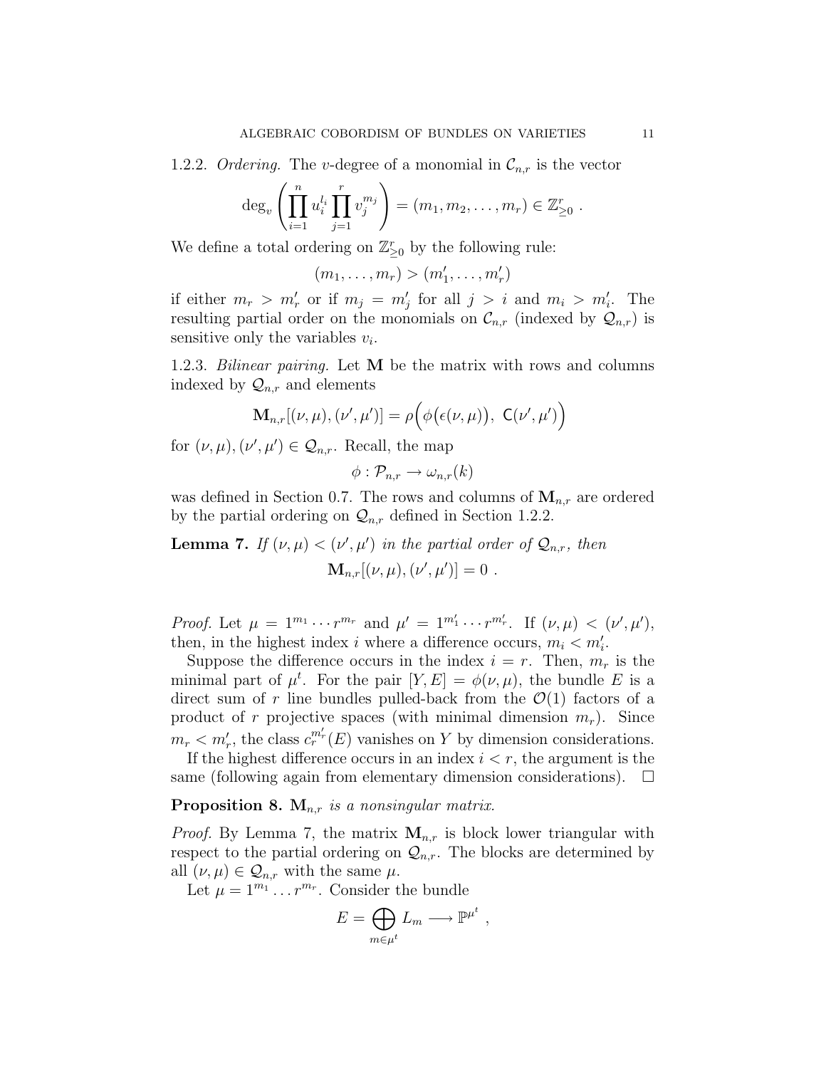1.2.2. *Ordering.* The $v$-degree of a monomial in $\mathcal{C}_{n,r}$ is the vector

$$\deg_v \left( \prod_{i=1}^{n} u_i^{l_i} \prod_{j=1}^{r} v_j^{m_j} \right) = (m_1, m_2, \ldots, m_r) \in \mathbb{Z}^r_{\geq 0} \ .$$

We define a total ordering on $\mathbb{Z}^r_{\geq 0}$ by the following rule:

$$(m_1, \ldots, m_r) > (m'_1, \ldots, m'_r)$$

if either $m_r > m'_r$ or if $m_j = m'_j$ for all $j > i$ and $m_i > m'_i$. The resulting partial order on the monomials on $\mathcal{C}_{n,r}$ (indexed by $\mathcal{Q}_{n,r}$) is sensitive only the variables $v_i$.

1.2.3. *Bilinear pairing.* Let $\mathbf{M}$ be the matrix with rows and columns indexed by $\mathcal{Q}_{n,r}$ and elements

$$\mathbf{M}_{n,r}[(\nu, \mu), (\nu', \mu')] = \rho\Big(\phi\big(\epsilon(\nu, \mu)\big),\ \mathsf{C}(\nu', \mu')\Big)$$

for $(\nu, \mu), (\nu', \mu') \in \mathcal{Q}_{n,r}$. Recall, the map

$$\phi : \mathcal{P}_{n,r} \to \omega_{n,r}(k)$$

was defined in Section 0.7. The rows and columns of $\mathbf{M}_{n,r}$ are ordered by the partial ordering on $\mathcal{Q}_{n,r}$ defined in Section 1.2.2.

**Lemma 7.** *If $(\nu, \mu) < (\nu', \mu')$ in the partial order of $\mathcal{Q}_{n,r}$, then*

$$\mathbf{M}_{n,r}[(\nu, \mu), (\nu', \mu')] = 0 \ .$$

*Proof.* Let $\mu = 1^{m_1} \cdots r^{m_r}$ and $\mu' = 1^{m'_1} \cdots r^{m'_r}$. If $(\nu, \mu) < (\nu', \mu')$, then, in the highest index $i$ where a difference occurs, $m_i < m'_i$.

Suppose the difference occurs in the index $i = r$. Then, $m_r$ is the minimal part of $\mu^t$. For the pair $[Y, E] = \phi(\nu, \mu)$, the bundle $E$ is a direct sum of $r$ line bundles pulled-back from the $\mathcal{O}(1)$ factors of a product of $r$ projective spaces (with minimal dimension $m_r$). Since $m_r < m'_r$, the class $c_r^{m'_r}(E)$ vanishes on $Y$ by dimension considerations.

If the highest difference occurs in an index $i < r$, the argument is the same (following again from elementary dimension considerations). $\square$

**Proposition 8.** $\mathbf{M}_{n,r}$ *is a nonsingular matrix.*

*Proof.* By Lemma 7, the matrix $\mathbf{M}_{n,r}$ is block lower triangular with respect to the partial ordering on $\mathcal{Q}_{n,r}$. The blocks are determined by all $(\nu, \mu) \in \mathcal{Q}_{n,r}$ with the same $\mu$.

Let $\mu = 1^{m_1} \ldots r^{m_r}$. Consider the bundle

$$E = \bigoplus_{m \in \mu^t} L_m \longrightarrow \mathbb{P}^{\mu^t} \ ,$$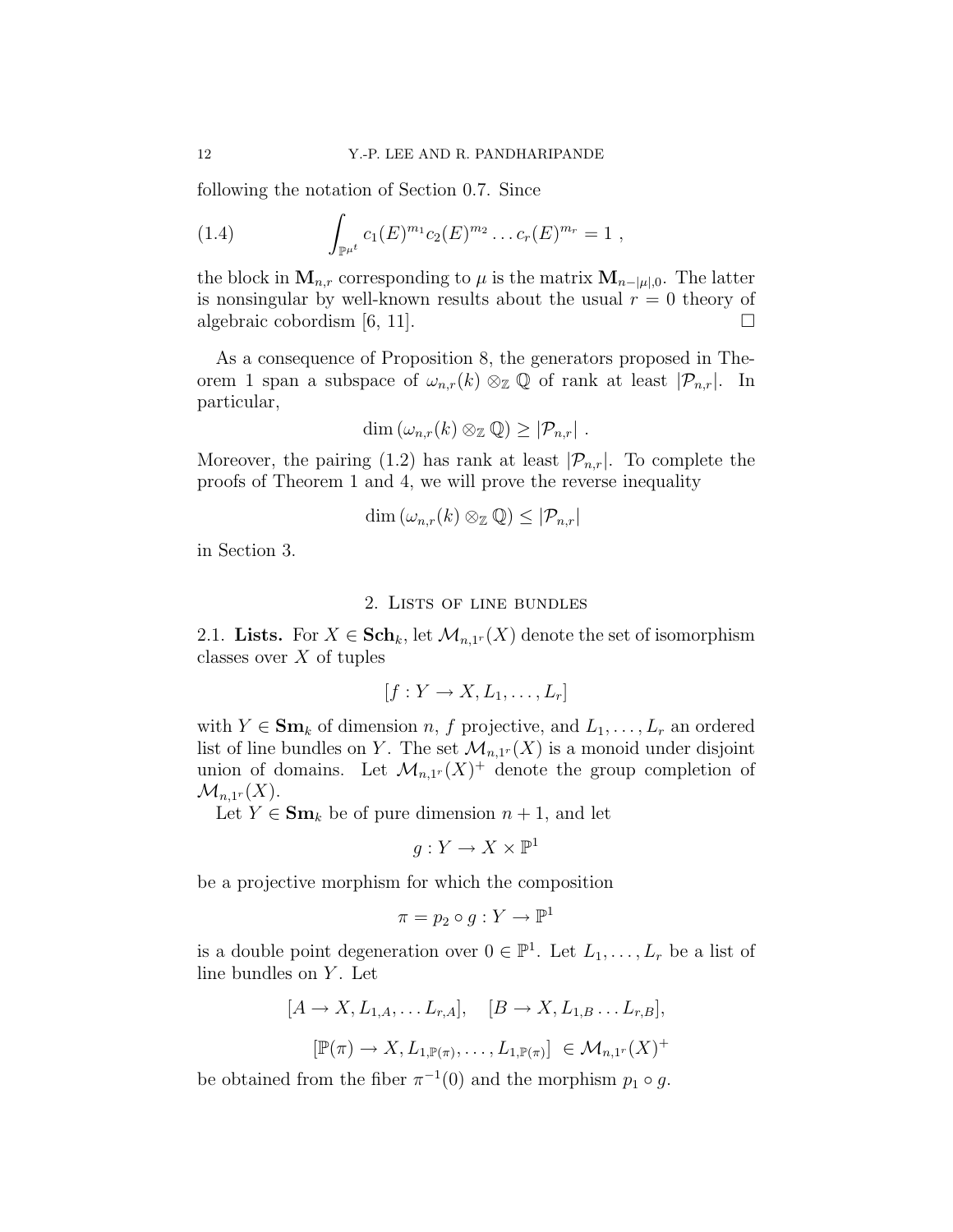following the notation of Section 0.7. Since

$$\int_{\mathbb{P}^{\mu^t}} c_1(E)^{m_1} c_2(E)^{m_2} \dots c_r(E)^{m_r} = 1 \ , \tag{1.4}$$

the block in $\mathbf{M}_{n,r}$ corresponding to $\mu$ is the matrix $\mathbf{M}_{n-|\mu|,0}$. The latter is nonsingular by well-known results about the usual $r = 0$ theory of algebraic cobordism [6, 11]. □

As a consequence of Proposition 8, the generators proposed in Theorem 1 span a subspace of $\omega_{n,r}(k) \otimes_{\mathbb{Z}} \mathbb{Q}$ of rank at least $|\mathcal{P}_{n,r}|$. In particular,

$$\dim\left(\omega_{n,r}(k) \otimes_{\mathbb{Z}} \mathbb{Q}\right) \geq |\mathcal{P}_{n,r}| \ .$$

Moreover, the pairing (1.2) has rank at least $|\mathcal{P}_{n,r}|$. To complete the proofs of Theorem 1 and 4, we will prove the reverse inequality

$$\dim\left(\omega_{n,r}(k) \otimes_{\mathbb{Z}} \mathbb{Q}\right) \leq |\mathcal{P}_{n,r}|$$

in Section 3.

## 2. Lists of line bundles

**2.1. Lists.** For $X \in \mathbf{Sch}_k$, let $\mathcal{M}_{n,1^r}(X)$ denote the set of isomorphism classes over $X$ of tuples

$$[f : Y \to X, L_1, \dots, L_r]$$

with $Y \in \mathbf{Sm}_k$ of dimension $n$, $f$ projective, and $L_1, \dots, L_r$ an ordered list of line bundles on $Y$. The set $\mathcal{M}_{n,1^r}(X)$ is a monoid under disjoint union of domains. Let $\mathcal{M}_{n,1^r}(X)^+$ denote the group completion of $\mathcal{M}_{n,1^r}(X)$.

Let $Y \in \mathbf{Sm}_k$ be of pure dimension $n+1$, and let

$$g : Y \to X \times \mathbb{P}^1$$

be a projective morphism for which the composition

$$\pi = p_2 \circ g : Y \to \mathbb{P}^1$$

is a double point degeneration over $0 \in \mathbb{P}^1$. Let $L_1, \dots, L_r$ be a list of line bundles on $Y$. Let

$$[A \to X, L_{1,A}, \dots L_{r,A}], \quad [B \to X, L_{1,B} \dots L_{r,B}],$$

$$[\mathbb{P}(\pi) \to X, L_{1,\mathbb{P}(\pi)}, \dots, L_{1,\mathbb{P}(\pi)}] \ \in \mathcal{M}_{n,1^r}(X)^+$$

be obtained from the fiber $\pi^{-1}(0)$ and the morphism $p_1 \circ g$.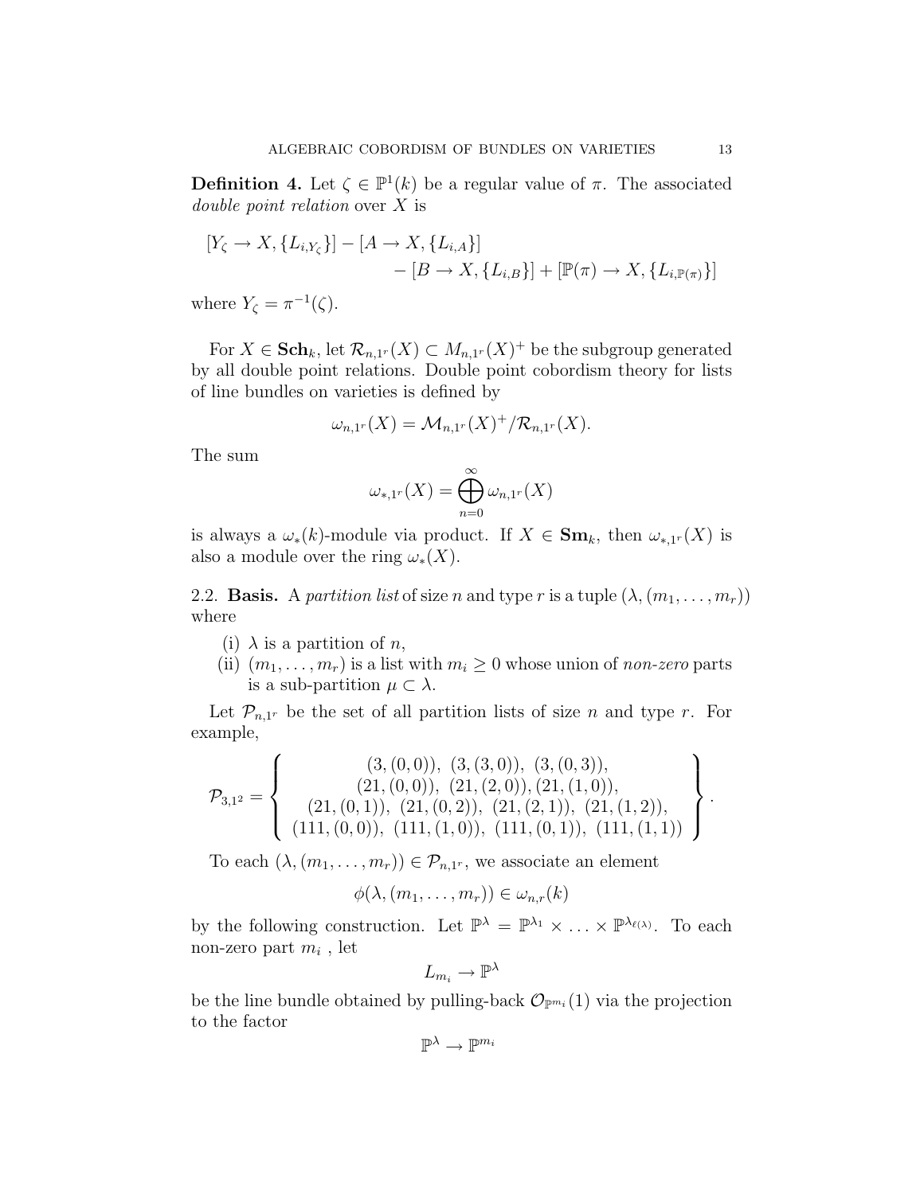**Definition 4.** Let $\zeta \in \mathbb{P}^1(k)$ be a regular value of $\pi$. The associated *double point relation* over $X$ is

$$[Y_\zeta \to X, \{L_{i,Y_\zeta}\}] - [A \to X, \{L_{i,A}\}] \\ - [B \to X, \{L_{i,B}\}] + [\mathbb{P}(\pi) \to X, \{L_{i,\mathbb{P}(\pi)}\}]$$

where $Y_\zeta = \pi^{-1}(\zeta)$.

For $X \in \mathbf{Sch}_k$, let $\mathcal{R}_{n,1^r}(X) \subset M_{n,1^r}(X)^+$ be the subgroup generated by all double point relations. Double point cobordism theory for lists of line bundles on varieties is defined by

$$\omega_{n,1^r}(X) = \mathcal{M}_{n,1^r}(X)^+ / \mathcal{R}_{n,1^r}(X).$$

The sum

$$\omega_{*,1^r}(X) = \bigoplus_{n=0}^{\infty} \omega_{n,1^r}(X)$$

is always a $\omega_*(k)$-module via product. If $X \in \mathbf{Sm}_k$, then $\omega_{*,1^r}(X)$ is also a module over the ring $\omega_*(X)$.

2.2. **Basis.** A *partition list* of size $n$ and type $r$ is a tuple $(\lambda, (m_1, \ldots, m_r))$ where

(i) $\lambda$ is a partition of $n$,
(ii) $(m_1, \ldots, m_r)$ is a list with $m_i \geq 0$ whose union of *non-zero* parts is a sub-partition $\mu \subset \lambda$.

Let $\mathcal{P}_{n,1^r}$ be the set of all partition lists of size $n$ and type $r$. For example,

$$\mathcal{P}_{3,1^2} = \left\{ \begin{array}{c} (3,(0,0)),\ (3,(3,0)),\ (3,(0,3)), \\ (21,(0,0)),\ (21,(2,0)), (21,(1,0)), \\ (21,(0,1)),\ (21,(0,2)),\ (21,(2,1)),\ (21,(1,2)), \\ (111,(0,0)),\ (111,(1,0)),\ (111,(0,1)),\ (111,(1,1)) \end{array} \right\}.$$

To each $(\lambda, (m_1, \ldots, m_r)) \in \mathcal{P}_{n,1^r}$, we associate an element

$$\phi(\lambda, (m_1, \ldots, m_r)) \in \omega_{n,r}(k)$$

by the following construction. Let $\mathbb{P}^\lambda = \mathbb{P}^{\lambda_1} \times \ldots \times \mathbb{P}^{\lambda_{\ell(\lambda)}}$. To each non-zero part $m_i$, let

$$L_{m_i} \to \mathbb{P}^\lambda$$

be the line bundle obtained by pulling-back $\mathcal{O}_{\mathbb{P}^{m_i}}(1)$ via the projection to the factor

$$\mathbb{P}^\lambda \to \mathbb{P}^{m_i}$$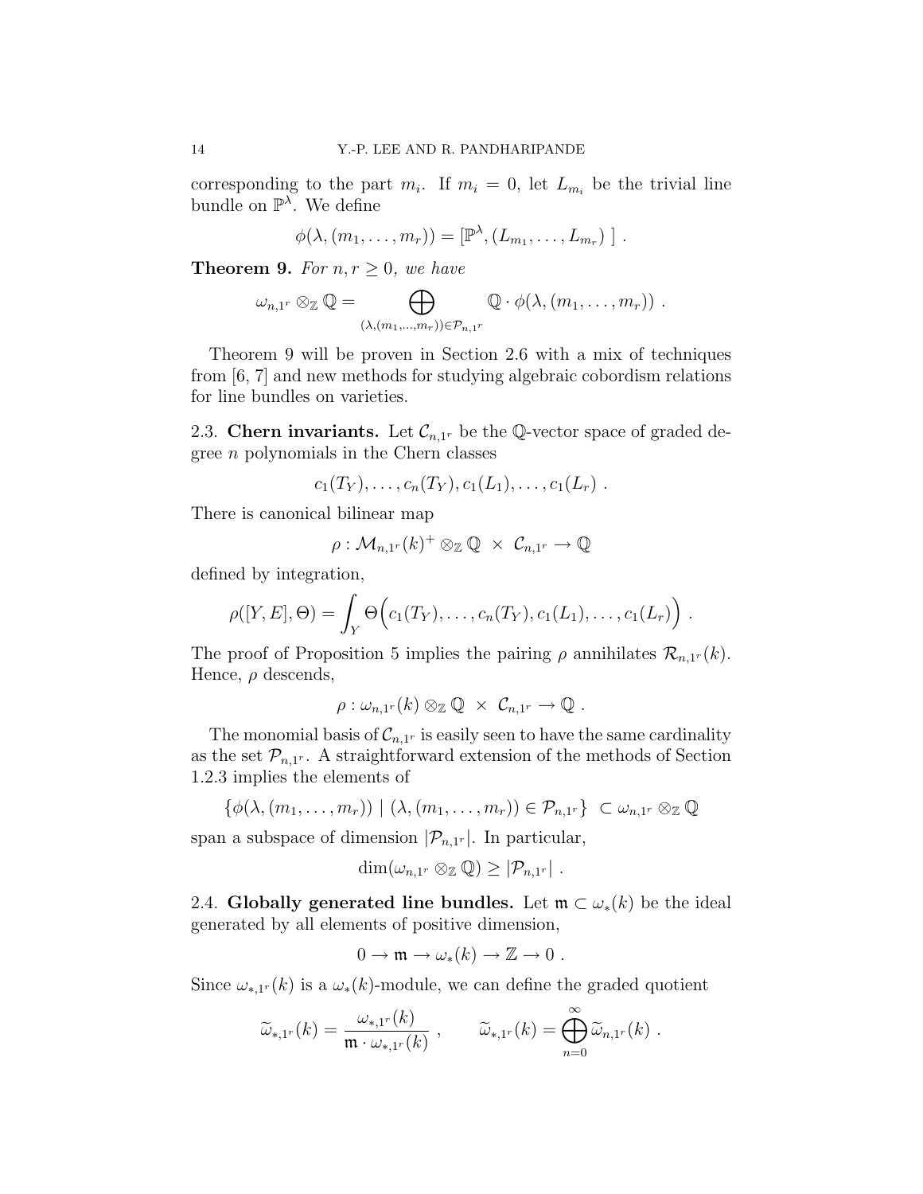corresponding to the part $m_i$. If $m_i = 0$, let $L_{m_i}$ be the trivial line bundle on $\mathbb{P}^\lambda$. We define

$$\phi(\lambda, (m_1, \ldots, m_r)) = [\mathbb{P}^\lambda, (L_{m_1}, \ldots, L_{m_r})\ ] \ .$$

**Theorem 9.** *For $n, r \geq 0$, we have*

$$\omega_{n,1^r} \otimes_{\mathbb{Z}} \mathbb{Q} = \bigoplus_{(\lambda,(m_1,\ldots,m_r)) \in \mathcal{P}_{n,1^r}} \mathbb{Q} \cdot \phi(\lambda, (m_1, \ldots, m_r)) \ .$$

Theorem 9 will be proven in Section 2.6 with a mix of techniques from [6, 7] and new methods for studying algebraic cobordism relations for line bundles on varieties.

2.3. **Chern invariants.** Let $\mathcal{C}_{n,1^r}$ be the $\mathbb{Q}$-vector space of graded degree $n$ polynomials in the Chern classes

$$c_1(T_Y), \ldots, c_n(T_Y), c_1(L_1), \ldots, c_1(L_r) \ .$$

There is canonical bilinear map

$$\rho : \mathcal{M}_{n,1^r}(k)^+ \otimes_{\mathbb{Z}} \mathbb{Q} \ \times \ \mathcal{C}_{n,1^r} \to \mathbb{Q}$$

defined by integration,

$$\rho([Y, E], \Theta) = \int_Y \Theta\Big(c_1(T_Y), \ldots, c_n(T_Y), c_1(L_1), \ldots, c_1(L_r)\Big) \ .$$

The proof of Proposition 5 implies the pairing $\rho$ annihilates $\mathcal{R}_{n,1^r}(k)$. Hence, $\rho$ descends,

$$\rho : \omega_{n,1^r}(k) \otimes_{\mathbb{Z}} \mathbb{Q} \ \times \ \mathcal{C}_{n,1^r} \to \mathbb{Q} \ .$$

The monomial basis of $\mathcal{C}_{n,1^r}$ is easily seen to have the same cardinality as the set $\mathcal{P}_{n,1^r}$. A straightforward extension of the methods of Section 1.2.3 implies the elements of

$$\{\phi(\lambda, (m_1, \ldots, m_r)) \mid (\lambda, (m_1, \ldots, m_r)) \in \mathcal{P}_{n,1^r}\} \ \subset \omega_{n,1^r} \otimes_{\mathbb{Z}} \mathbb{Q}$$

span a subspace of dimension $|\mathcal{P}_{n,1^r}|$. In particular,

$$\dim(\omega_{n,1^r} \otimes_{\mathbb{Z}} \mathbb{Q}) \geq |\mathcal{P}_{n,1^r}| \ .$$

2.4. **Globally generated line bundles.** Let $\mathfrak{m} \subset \omega_*(k)$ be the ideal generated by all elements of positive dimension,

$$0 \to \mathfrak{m} \to \omega_*(k) \to \mathbb{Z} \to 0 \ .$$

Since $\omega_{*,1^r}(k)$ is a $\omega_*(k)$-module, we can define the graded quotient

$$\widetilde{\omega}_{*,1^r}(k) = \frac{\omega_{*,1^r}(k)}{\mathfrak{m} \cdot \omega_{*,1^r}(k)} \ , \qquad \widetilde{\omega}_{*,1^r}(k) = \bigoplus_{n=0}^{\infty} \widetilde{\omega}_{n,1^r}(k) \ .$$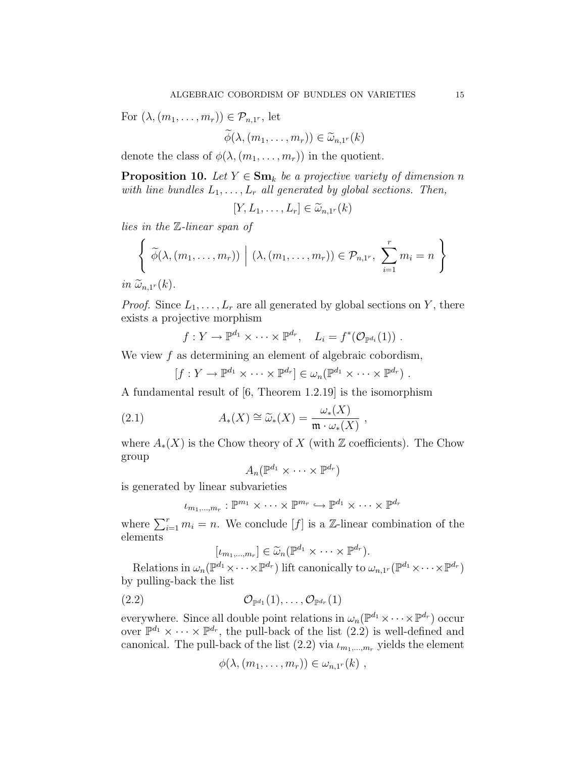For $(\lambda, (m_1, \ldots, m_r)) \in \mathcal{P}_{n,1^r}$, let

$$\widetilde{\phi}(\lambda, (m_1, \ldots, m_r)) \in \widetilde{\omega}_{n,1^r}(k)$$

denote the class of $\phi(\lambda, (m_1, \ldots, m_r))$ in the quotient.

**Proposition 10.** *Let $Y \in \mathbf{Sm}_k$ be a projective variety of dimension $n$ with line bundles $L_1, \ldots, L_r$ all generated by global sections. Then,*

$$[Y, L_1, \ldots, L_r] \in \widetilde{\omega}_{n,1^r}(k)$$

*lies in the $\mathbb{Z}$-linear span of*

$$\left\{ \ \widetilde{\phi}(\lambda, (m_1, \ldots, m_r)) \ \Big| \ (\lambda, (m_1, \ldots, m_r)) \in \mathcal{P}_{n,1^r}, \ \sum_{i=1}^{r} m_i = n \ \right\}$$

*in $\widetilde{\omega}_{n,1^r}(k)$.*

*Proof.* Since $L_1, \ldots, L_r$ are all generated by global sections on $Y$, there exists a projective morphism

$$f : Y \to \mathbb{P}^{d_1} \times \cdots \times \mathbb{P}^{d_r}, \quad L_i = f^*(\mathcal{O}_{\mathbb{P}^{d_i}}(1)) \ .$$

We view $f$ as determining an element of algebraic cobordism,

$$[f : Y \to \mathbb{P}^{d_1} \times \cdots \times \mathbb{P}^{d_r}] \in \omega_n(\mathbb{P}^{d_1} \times \cdots \times \mathbb{P}^{d_r}) \ .$$

A fundamental result of [6, Theorem 1.2.19] is the isomorphism

$$A_*(X) \cong \widetilde{\omega}_*(X) = \frac{\omega_*(X)}{\mathfrak{m} \cdot \omega_*(X)} \ , \tag{2.1}$$

where $A_*(X)$ is the Chow theory of $X$ (with $\mathbb{Z}$ coefficients). The Chow group

$$A_n(\mathbb{P}^{d_1} \times \cdots \times \mathbb{P}^{d_r})$$

is generated by linear subvarieties

$$\iota_{m_1,\ldots,m_r} : \mathbb{P}^{m_1} \times \cdots \times \mathbb{P}^{m_r} \hookrightarrow \mathbb{P}^{d_1} \times \cdots \times \mathbb{P}^{d_r}$$

where $\sum_{i=1}^{r} m_i = n$. We conclude $[f]$ is a $\mathbb{Z}$-linear combination of the elements

$$[\iota_{m_1,\ldots,m_r}] \in \widetilde{\omega}_n(\mathbb{P}^{d_1} \times \cdots \times \mathbb{P}^{d_r}).$$

Relations in $\omega_n(\mathbb{P}^{d_1} \times \cdots \times \mathbb{P}^{d_r})$ lift canonically to $\omega_{n,1^r}(\mathbb{P}^{d_1} \times \cdots \times \mathbb{P}^{d_r})$ by pulling-back the list

$$\mathcal{O}_{\mathbb{P}^{d_1}}(1), \ldots, \mathcal{O}_{\mathbb{P}^{d_r}}(1) \tag{2.2}$$

everywhere. Since all double point relations in $\omega_n(\mathbb{P}^{d_1} \times \cdots \times \mathbb{P}^{d_r})$ occur over $\mathbb{P}^{d_1} \times \cdots \times \mathbb{P}^{d_r}$, the pull-back of the list (2.2) is well-defined and canonical. The pull-back of the list (2.2) via $\iota_{m_1,\ldots,m_r}$ yields the element

$$\phi(\lambda, (m_1, \ldots, m_r)) \in \omega_{n,1^r}(k) \ ,$$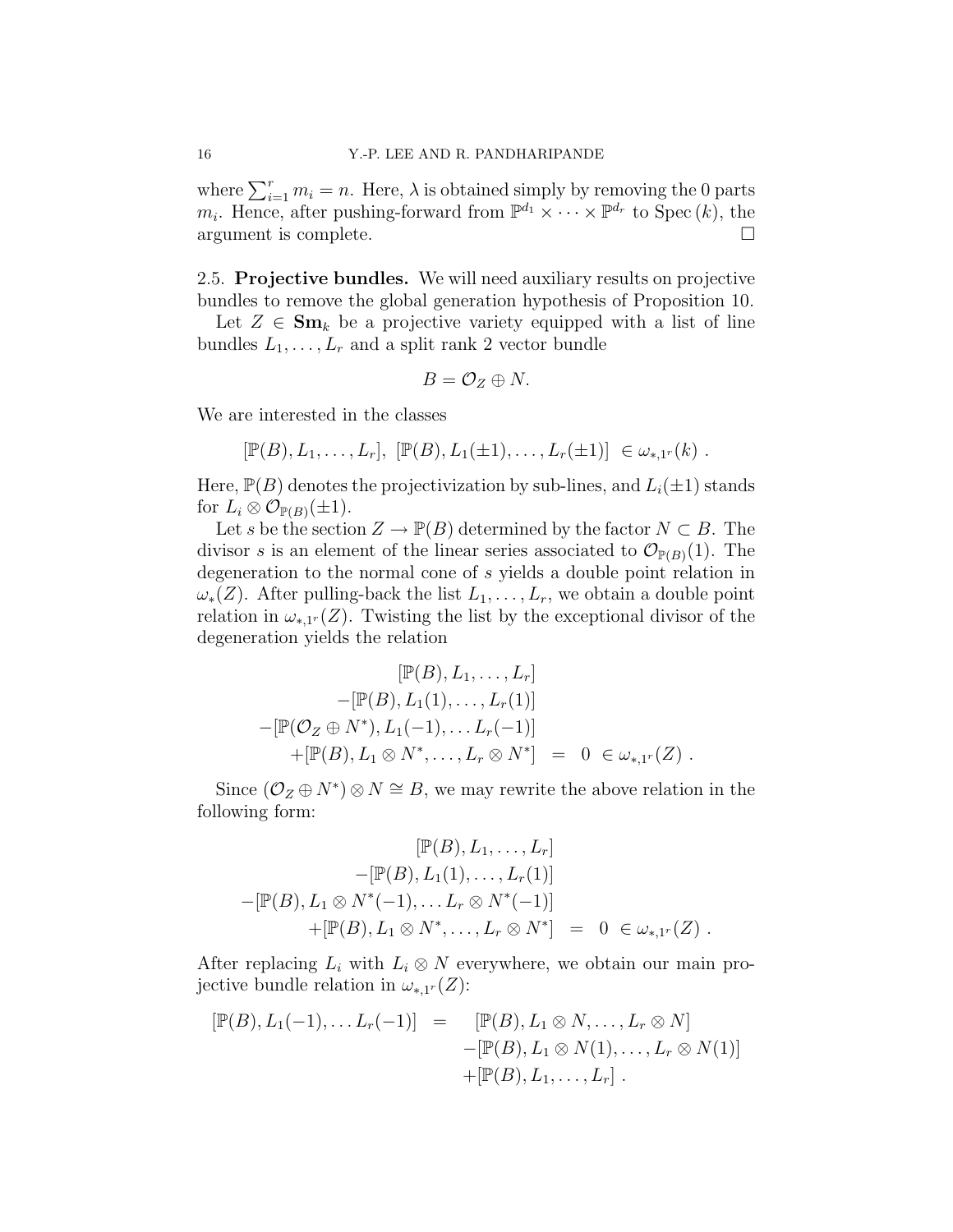where $\sum_{i=1}^{r} m_i = n$. Here, $\lambda$ is obtained simply by removing the 0 parts $m_i$. Hence, after pushing-forward from $\mathbb{P}^{d_1} \times \cdots \times \mathbb{P}^{d_r}$ to $\mathrm{Spec}\,(k)$, the argument is complete. $\square$

**2.5. Projective bundles.** We will need auxiliary results on projective bundles to remove the global generation hypothesis of Proposition 10.

Let $Z \in \mathbf{Sm}_k$ be a projective variety equipped with a list of line bundles $L_1, \ldots, L_r$ and a split rank 2 vector bundle

$$B = \mathcal{O}_Z \oplus N.$$

We are interested in the classes

$$[\mathbb{P}(B), L_1, \ldots, L_r],\ [\mathbb{P}(B), L_1(\pm 1), \ldots, L_r(\pm 1)]\ \in \omega_{*,1^r}(k)\ .$$

Here, $\mathbb{P}(B)$ denotes the projectivization by sub-lines, and $L_i(\pm 1)$ stands for $L_i \otimes \mathcal{O}_{\mathbb{P}(B)}(\pm 1)$.

Let $s$ be the section $Z \to \mathbb{P}(B)$ determined by the factor $N \subset B$. The divisor $s$ is an element of the linear series associated to $\mathcal{O}_{\mathbb{P}(B)}(1)$. The degeneration to the normal cone of $s$ yields a double point relation in $\omega_*(Z)$. After pulling-back the list $L_1, \ldots, L_r$, we obtain a double point relation in $\omega_{*,1^r}(Z)$. Twisting the list by the exceptional divisor of the degeneration yields the relation

$$\begin{aligned}
&[\mathbb{P}(B), L_1, \ldots, L_r] \\
&-[\mathbb{P}(B), L_1(1), \ldots, L_r(1)] \\
&-[\mathbb{P}(\mathcal{O}_Z \oplus N^*), L_1(-1), \ldots L_r(-1)] \\
&+[\mathbb{P}(B), L_1 \otimes N^*, \ldots, L_r \otimes N^*] \ = \ 0 \ \in \omega_{*,1^r}(Z)\ .
\end{aligned}$$

Since $(\mathcal{O}_Z \oplus N^*) \otimes N \cong B$, we may rewrite the above relation in the following form:

$$\begin{aligned}
&[\mathbb{P}(B), L_1, \ldots, L_r] \\
&-[\mathbb{P}(B), L_1(1), \ldots, L_r(1)] \\
&-[\mathbb{P}(B), L_1 \otimes N^*(-1), \ldots L_r \otimes N^*(-1)] \\
&+[\mathbb{P}(B), L_1 \otimes N^*, \ldots, L_r \otimes N^*] \ = \ 0 \ \in \omega_{*,1^r}(Z)\ .
\end{aligned}$$

After replacing $L_i$ with $L_i \otimes N$ everywhere, we obtain our main projective bundle relation in $\omega_{*,1^r}(Z)$:

$$\begin{aligned}
[\mathbb{P}(B), L_1(-1), \ldots L_r(-1)] \ = \ &[\mathbb{P}(B), L_1 \otimes N, \ldots, L_r \otimes N] \\
&-[\mathbb{P}(B), L_1 \otimes N(1), \ldots, L_r \otimes N(1)] \\
&+[\mathbb{P}(B), L_1, \ldots, L_r]\ .
\end{aligned}$$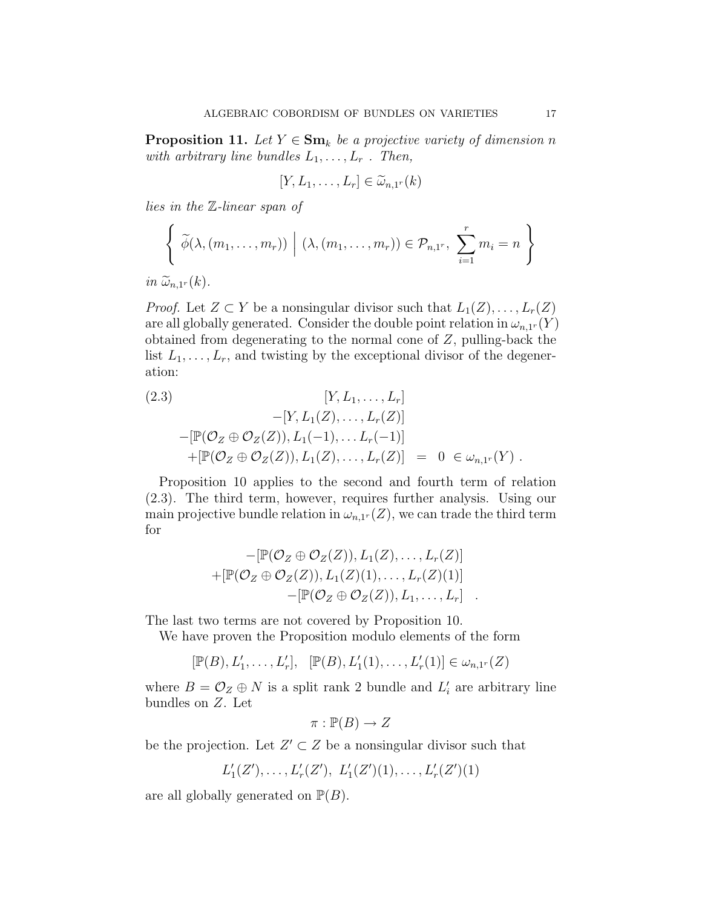**Proposition 11.** *Let $Y \in \mathbf{Sm}_k$ be a projective variety of dimension $n$ with arbitrary line bundles $L_1, \ldots, L_r$ . Then,*

$$[Y, L_1, \ldots, L_r] \in \widetilde{\omega}_{n,1^r}(k)$$

*lies in the $\mathbb{Z}$-linear span of*

$$\left\{ \; \widetilde{\phi}(\lambda, (m_1, \ldots, m_r)) \;\Big|\; (\lambda, (m_1, \ldots, m_r)) \in \mathcal{P}_{n,1^r}, \; \sum_{i=1}^{r} m_i = n \; \right\}$$

*in $\widetilde{\omega}_{n,1^r}(k)$.*

*Proof.* Let $Z \subset Y$ be a nonsingular divisor such that $L_1(Z), \ldots, L_r(Z)$ are all globally generated. Consider the double point relation in $\omega_{n,1^r}(Y)$ obtained from degenerating to the normal cone of $Z$, pulling-back the list $L_1, \ldots, L_r$, and twisting by the exceptional divisor of the degeneration:

$$\begin{aligned}
& [Y, L_1, \ldots, L_r] \\
& -[Y, L_1(Z), \ldots, L_r(Z)] \\
& -[\mathbb{P}(\mathcal{O}_Z \oplus \mathcal{O}_Z(Z)), L_1(-1), \ldots L_r(-1)] \\
& +[\mathbb{P}(\mathcal{O}_Z \oplus \mathcal{O}_Z(Z)), L_1(Z), \ldots, L_r(Z)] \;=\; 0 \;\in \omega_{n,1^r}(Y) \; .
\end{aligned} \tag{2.3}$$

Proposition 10 applies to the second and fourth term of relation (2.3). The third term, however, requires further analysis. Using our main projective bundle relation in $\omega_{n,1^r}(Z)$, we can trade the third term for

$$\begin{aligned}
& -[\mathbb{P}(\mathcal{O}_Z \oplus \mathcal{O}_Z(Z)), L_1(Z), \ldots, L_r(Z)] \\
& +[\mathbb{P}(\mathcal{O}_Z \oplus \mathcal{O}_Z(Z)), L_1(Z)(1), \ldots, L_r(Z)(1)] \\
& -[\mathbb{P}(\mathcal{O}_Z \oplus \mathcal{O}_Z(Z)), L_1, \ldots, L_r] \quad .
\end{aligned}$$

The last two terms are not covered by Proposition 10.

We have proven the Proposition modulo elements of the form

$$[\mathbb{P}(B), L'_1, \ldots, L'_r], \quad [\mathbb{P}(B), L'_1(1), \ldots, L'_r(1)] \in \omega_{n,1^r}(Z)$$

where $B = \mathcal{O}_Z \oplus N$ is a split rank 2 bundle and $L'_i$ are arbitrary line bundles on $Z$. Let

$$\pi : \mathbb{P}(B) \to Z$$

be the projection. Let $Z' \subset Z$ be a nonsingular divisor such that

$$L'_1(Z'), \ldots, L'_r(Z'), \; L'_1(Z')(1), \ldots, L'_r(Z')(1)$$

are all globally generated on $\mathbb{P}(B)$.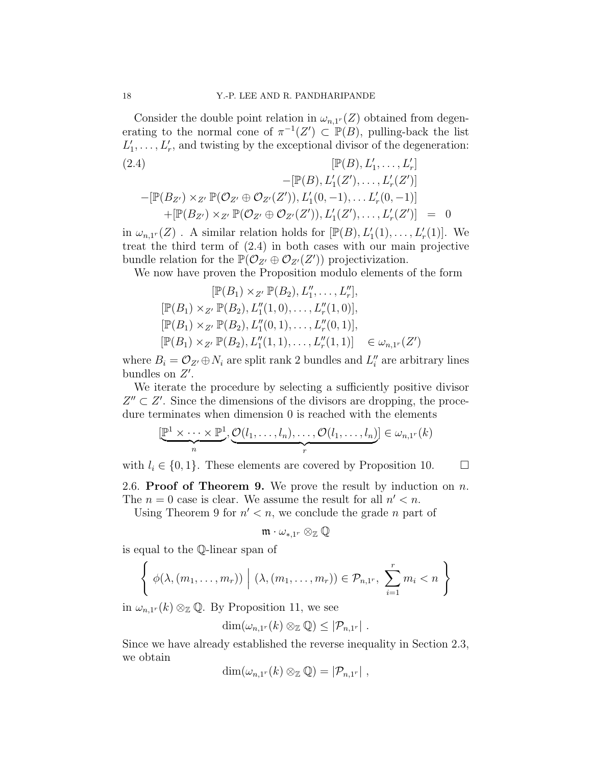Consider the double point relation in $\omega_{n,1^r}(Z)$ obtained from degenerating to the normal cone of $\pi^{-1}(Z') \subset \mathbb{P}(B)$, pulling-back the list $L'_1, \ldots, L'_r$, and twisting by the exceptional divisor of the degeneration:

$$
\begin{aligned}
(2.4) \qquad & [\mathbb{P}(B), L'_1, \ldots, L'_r] \\
& -[\mathbb{P}(B), L'_1(Z'), \ldots, L'_r(Z')] \\
& -[\mathbb{P}(B_{Z'}) \times_{Z'} \mathbb{P}(\mathcal{O}_{Z'} \oplus \mathcal{O}_{Z'}(Z')), L'_1(0,-1), \ldots L'_r(0,-1)] \\
& +[\mathbb{P}(B_{Z'}) \times_{Z'} \mathbb{P}(\mathcal{O}_{Z'} \oplus \mathcal{O}_{Z'}(Z')), L'_1(Z'), \ldots, L'_r(Z')] \;=\; 0
\end{aligned}
$$

in $\omega_{n,1^r}(Z)$ . A similar relation holds for $[\mathbb{P}(B), L'_1(1), \ldots, L'_r(1)]$. We treat the third term of (2.4) in both cases with our main projective bundle relation for the $\mathbb{P}(\mathcal{O}_{Z'} \oplus \mathcal{O}_{Z'}(Z'))$ projectivization.

We now have proven the Proposition modulo elements of the form

$$
\begin{aligned}
& [\mathbb{P}(B_1) \times_{Z'} \mathbb{P}(B_2), L''_1, \ldots, L''_r], \\
& [\mathbb{P}(B_1) \times_{Z'} \mathbb{P}(B_2), L''_1(1,0), \ldots, L''_r(1,0)], \\
& [\mathbb{P}(B_1) \times_{Z'} \mathbb{P}(B_2), L''_1(0,1), \ldots, L''_r(0,1)], \\
& [\mathbb{P}(B_1) \times_{Z'} \mathbb{P}(B_2), L''_1(1,1), \ldots, L''_r(1,1)] \quad \in \omega_{n,1^r}(Z')
\end{aligned}
$$

where $B_i = \mathcal{O}_{Z'} \oplus N_i$ are split rank 2 bundles and $L''_i$ are arbitrary lines bundles on $Z'$.

We iterate the procedure by selecting a sufficiently positive divisor $Z'' \subset Z'$. Since the dimensions of the divisors are dropping, the procedure terminates when dimension 0 is reached with the elements

$$
[\underbrace{\mathbb{P}^1 \times \cdots \times \mathbb{P}^1}_{n}, \underbrace{\mathcal{O}(l_1, \ldots, l_n), \ldots, \mathcal{O}(l_1, \ldots, l_n)}_{r}] \in \omega_{n,1^r}(k)
$$

with $l_i \in \{0, 1\}$. These elements are covered by Proposition 10. $\square$

**2.6. Proof of Theorem 9.** We prove the result by induction on $n$. The $n = 0$ case is clear. We assume the result for all $n' < n$.

Using Theorem 9 for $n' < n$, we conclude the grade $n$ part of

$$
\mathfrak{m} \cdot \omega_{*,1^r} \otimes_{\mathbb{Z}} \mathbb{Q}
$$

is equal to the $\mathbb{Q}$-linear span of

$$
\left\{ \; \phi(\lambda, (m_1, \ldots, m_r)) \;\middle|\; (\lambda, (m_1, \ldots, m_r)) \in \mathcal{P}_{n,1^r}, \; \sum_{i=1}^{r} m_i < n \; \right\}
$$

in $\omega_{n,1^r}(k) \otimes_{\mathbb{Z}} \mathbb{Q}$. By Proposition 11, we see

$$
\dim(\omega_{n,1^r}(k) \otimes_{\mathbb{Z}} \mathbb{Q}) \leq |\mathcal{P}_{n,1^r}| \; .
$$

Since we have already established the reverse inequality in Section 2.3, we obtain

$$
\dim(\omega_{n,1^r}(k) \otimes_{\mathbb{Z}} \mathbb{Q}) = |\mathcal{P}_{n,1^r}| \; ,
$$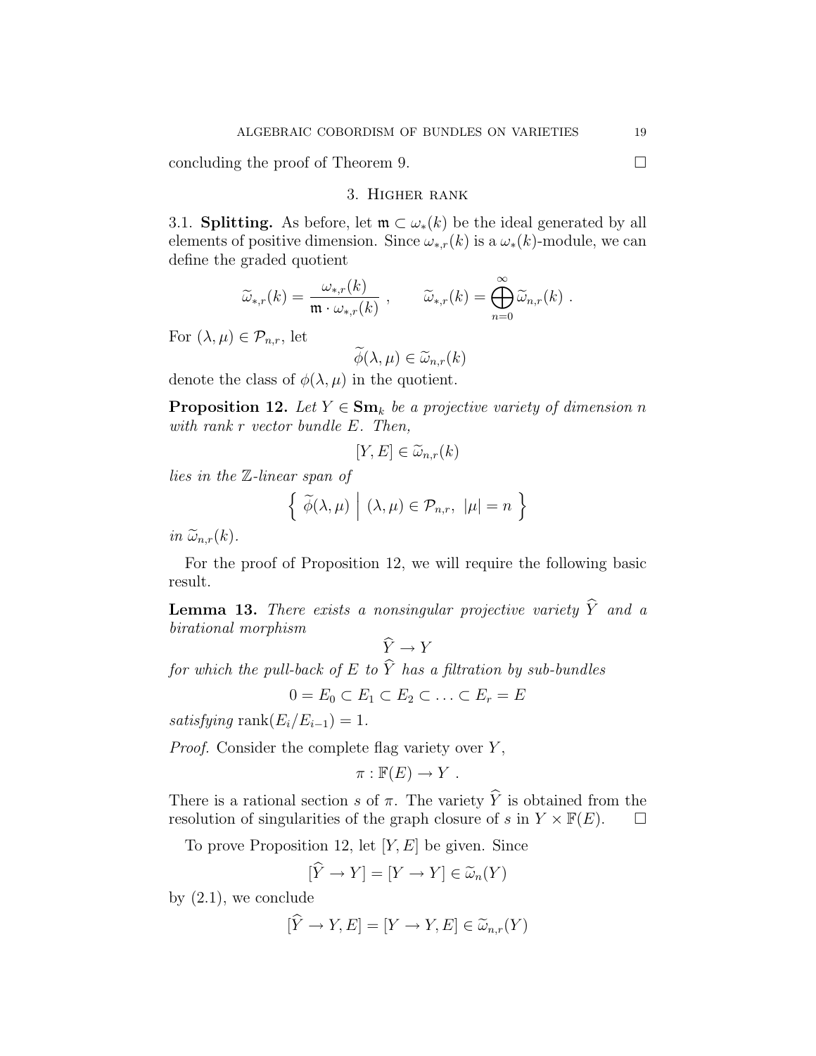concluding the proof of Theorem 9. $\square$

## 3. Higher rank

3.1. **Splitting.** As before, let $\mathfrak{m} \subset \omega_*(k)$ be the ideal generated by all elements of positive dimension. Since $\omega_{*,r}(k)$ is a $\omega_*(k)$-module, we can define the graded quotient

$$\widetilde{\omega}_{*,r}(k) = \frac{\omega_{*,r}(k)}{\mathfrak{m} \cdot \omega_{*,r}(k)} \ , \qquad \widetilde{\omega}_{*,r}(k) = \bigoplus_{n=0}^{\infty} \widetilde{\omega}_{n,r}(k) \ .$$

For $(\lambda, \mu) \in \mathcal{P}_{n,r}$, let

$$\widetilde{\phi}(\lambda, \mu) \in \widetilde{\omega}_{n,r}(k)$$

denote the class of $\phi(\lambda, \mu)$ in the quotient.

**Proposition 12.** *Let $Y \in \mathbf{Sm}_k$ be a projective variety of dimension $n$ with rank $r$ vector bundle $E$. Then,*

$$[Y, E] \in \widetilde{\omega}_{n,r}(k)$$

*lies in the $\mathbb{Z}$-linear span of*

$$\left\{ \ \widetilde{\phi}(\lambda, \mu) \ \middle| \ (\lambda, \mu) \in \mathcal{P}_{n,r}, \ |\mu| = n \ \right\}$$

*in $\widetilde{\omega}_{n,r}(k)$.*

For the proof of Proposition 12, we will require the following basic result.

**Lemma 13.** *There exists a nonsingular projective variety $\widehat{Y}$ and a birational morphism*

$$\widehat{Y} \to Y$$

*for which the pull-back of $E$ to $\widehat{Y}$ has a filtration by sub-bundles*

$$0 = E_0 \subset E_1 \subset E_2 \subset \ldots \subset E_r = E$$

*satisfying* $\mathrm{rank}(E_i/E_{i-1}) = 1$.

*Proof.* Consider the complete flag variety over $Y$,

$$\pi : \mathbb{F}(E) \to Y \ .$$

There is a rational section $s$ of $\pi$. The variety $\widehat{Y}$ is obtained from the resolution of singularities of the graph closure of $s$ in $Y \times \mathbb{F}(E)$. $\square$

To prove Proposition 12, let $[Y, E]$ be given. Since

$$[\widehat{Y} \to Y] = [Y \to Y] \in \widetilde{\omega}_n(Y)$$

by (2.1), we conclude

$$[\widehat{Y} \to Y, E] = [Y \to Y, E] \in \widetilde{\omega}_{n,r}(Y)$$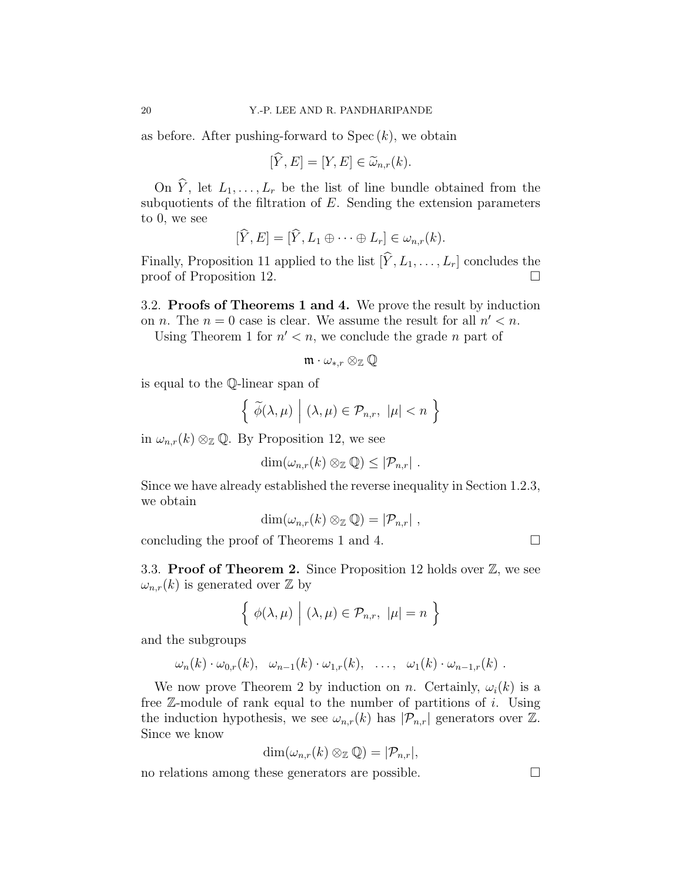as before. After pushing-forward to $\operatorname{Spec}(k)$, we obtain

$$[\widehat{Y}, E] = [Y, E] \in \widetilde{\omega}_{n,r}(k).$$

On $\widehat{Y}$, let $L_1, \ldots, L_r$ be the list of line bundle obtained from the subquotients of the filtration of $E$. Sending the extension parameters to 0, we see

$$[\widehat{Y}, E] = [\widehat{Y}, L_1 \oplus \cdots \oplus L_r] \in \omega_{n,r}(k).$$

Finally, Proposition 11 applied to the list $[\widehat{Y}, L_1, \ldots, L_r]$ concludes the proof of Proposition 12. $\square$

**3.2. Proofs of Theorems 1 and 4.** We prove the result by induction on $n$. The $n = 0$ case is clear. We assume the result for all $n' < n$.

Using Theorem 1 for $n' < n$, we conclude the grade $n$ part of

$$\mathfrak{m} \cdot \omega_{*,r} \otimes_{\mathbb{Z}} \mathbb{Q}$$

is equal to the $\mathbb{Q}$-linear span of

$$\left\{ \ \widetilde{\phi}(\lambda, \mu) \ \middle| \ (\lambda, \mu) \in \mathcal{P}_{n,r}, \ |\mu| < n \ \right\}$$

in $\omega_{n,r}(k) \otimes_{\mathbb{Z}} \mathbb{Q}$. By Proposition 12, we see

$$\dim(\omega_{n,r}(k) \otimes_{\mathbb{Z}} \mathbb{Q}) \leq |\mathcal{P}_{n,r}| \ .$$

Since we have already established the reverse inequality in Section 1.2.3, we obtain

$$\dim(\omega_{n,r}(k) \otimes_{\mathbb{Z}} \mathbb{Q}) = |\mathcal{P}_{n,r}| \ ,$$

concluding the proof of Theorems 1 and 4. $\square$

**3.3. Proof of Theorem 2.** Since Proposition 12 holds over $\mathbb{Z}$, we see $\omega_{n,r}(k)$ is generated over $\mathbb{Z}$ by

$$\left\{ \ \phi(\lambda, \mu) \ \middle| \ (\lambda, \mu) \in \mathcal{P}_{n,r}, \ |\mu| = n \ \right\}$$

and the subgroups

$$\omega_n(k) \cdot \omega_{0,r}(k), \ \ \omega_{n-1}(k) \cdot \omega_{1,r}(k), \ \ \ldots, \ \ \omega_1(k) \cdot \omega_{n-1,r}(k) \ .$$

We now prove Theorem 2 by induction on $n$. Certainly, $\omega_i(k)$ is a free $\mathbb{Z}$-module of rank equal to the number of partitions of $i$. Using the induction hypothesis, we see $\omega_{n,r}(k)$ has $|\mathcal{P}_{n,r}|$ generators over $\mathbb{Z}$. Since we know

$$\dim(\omega_{n,r}(k) \otimes_{\mathbb{Z}} \mathbb{Q}) = |\mathcal{P}_{n,r}|,$$

no relations among these generators are possible. $\square$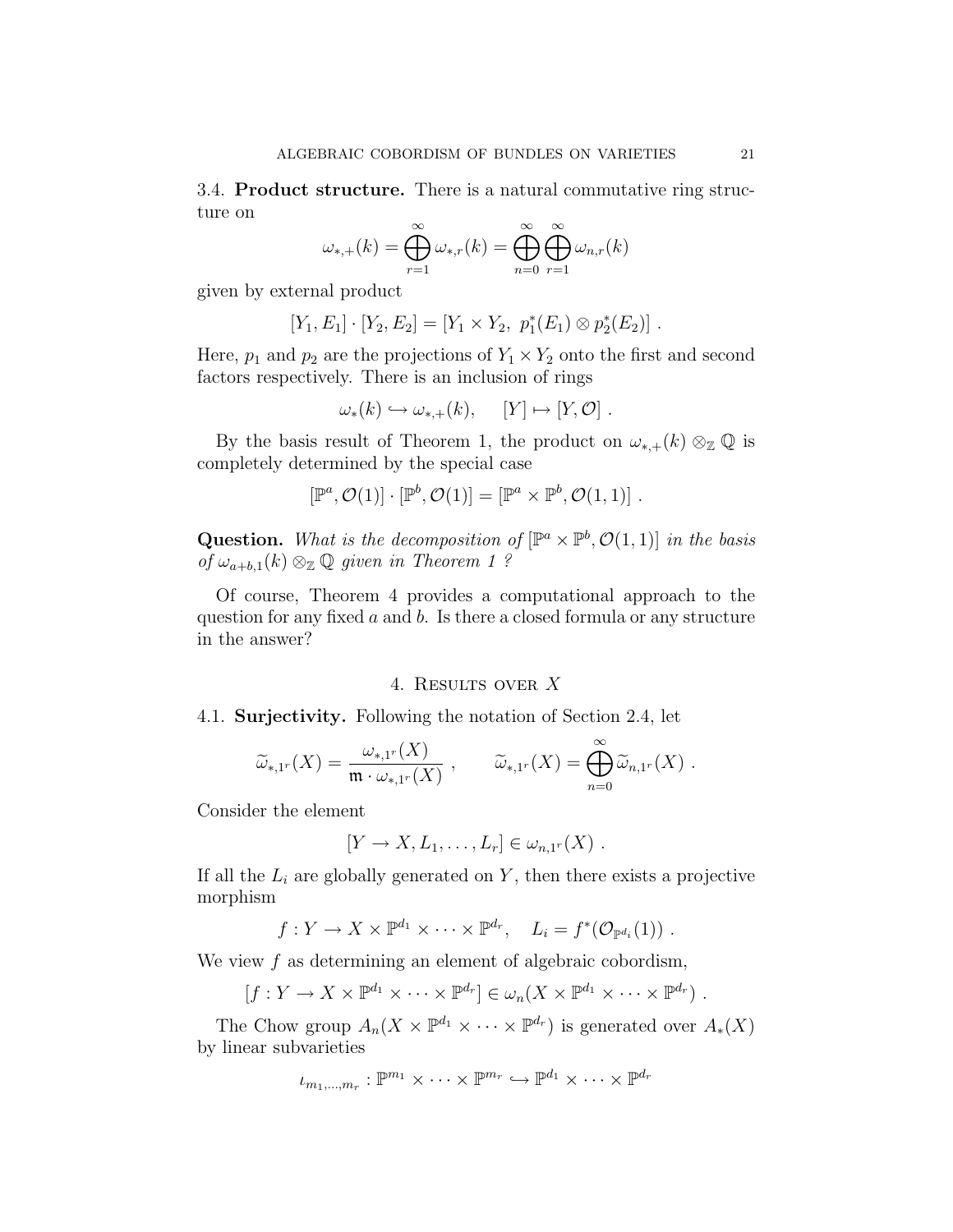3.4. **Product structure.** There is a natural commutative ring structure on

$$\omega_{*,+}(k) = \bigoplus_{r=1}^{\infty} \omega_{*,r}(k) = \bigoplus_{n=0}^{\infty} \bigoplus_{r=1}^{\infty} \omega_{n,r}(k)$$

given by external product

$$[Y_1, E_1] \cdot [Y_2, E_2] = [Y_1 \times Y_2,\ p_1^*(E_1) \otimes p_2^*(E_2)] \ .$$

Here, $p_1$ and $p_2$ are the projections of $Y_1 \times Y_2$ onto the first and second factors respectively. There is an inclusion of rings

$$\omega_*(k) \hookrightarrow \omega_{*,+}(k), \qquad [Y] \mapsto [Y, \mathcal{O}] \ .$$

By the basis result of Theorem 1, the product on $\omega_{*,+}(k) \otimes_{\mathbb{Z}} \mathbb{Q}$ is completely determined by the special case

$$[\mathbb{P}^a, \mathcal{O}(1)] \cdot [\mathbb{P}^b, \mathcal{O}(1)] = [\mathbb{P}^a \times \mathbb{P}^b, \mathcal{O}(1,1)] \ .$$

**Question.** *What is the decomposition of* $[\mathbb{P}^a \times \mathbb{P}^b, \mathcal{O}(1,1)]$ *in the basis of* $\omega_{a+b,1}(k) \otimes_{\mathbb{Z}} \mathbb{Q}$ *given in Theorem 1 ?*

Of course, Theorem 4 provides a computational approach to the question for any fixed $a$ and $b$. Is there a closed formula or any structure in the answer?

## 4. Results over $X$

4.1. **Surjectivity.** Following the notation of Section 2.4, let

$$\widetilde{\omega}_{*,1^r}(X) = \frac{\omega_{*,1^r}(X)}{\mathfrak{m} \cdot \omega_{*,1^r}(X)} \ , \qquad \widetilde{\omega}_{*,1^r}(X) = \bigoplus_{n=0}^{\infty} \widetilde{\omega}_{n,1^r}(X) \ .$$

Consider the element

$$[Y \to X, L_1, \ldots, L_r] \in \omega_{n,1^r}(X) \ .$$

If all the $L_i$ are globally generated on $Y$, then there exists a projective morphism

$$f : Y \to X \times \mathbb{P}^{d_1} \times \cdots \times \mathbb{P}^{d_r}, \quad L_i = f^*(\mathcal{O}_{\mathbb{P}^{d_i}}(1)) \ .$$

We view $f$ as determining an element of algebraic cobordism,

$$[f : Y \to X \times \mathbb{P}^{d_1} \times \cdots \times \mathbb{P}^{d_r}] \in \omega_n(X \times \mathbb{P}^{d_1} \times \cdots \times \mathbb{P}^{d_r}) \ .$$

The Chow group $A_n(X \times \mathbb{P}^{d_1} \times \cdots \times \mathbb{P}^{d_r})$ is generated over $A_*(X)$ by linear subvarieties

$$\iota_{m_1,\ldots,m_r} : \mathbb{P}^{m_1} \times \cdots \times \mathbb{P}^{m_r} \hookrightarrow \mathbb{P}^{d_1} \times \cdots \times \mathbb{P}^{d_r}$$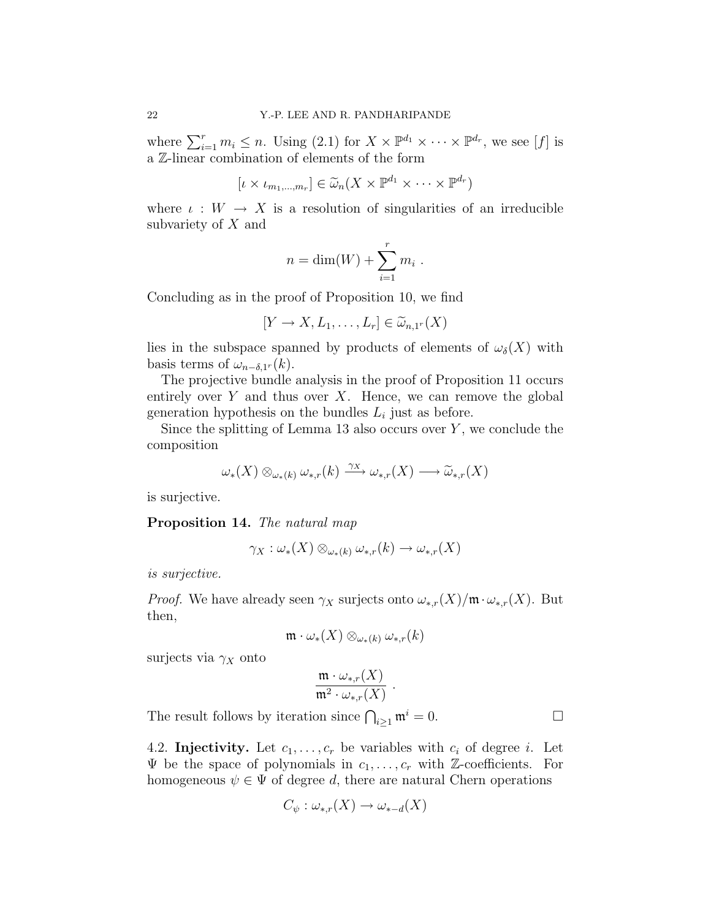where $\sum_{i=1}^r m_i \leq n$. Using (2.1) for $X \times \mathbb{P}^{d_1} \times \cdots \times \mathbb{P}^{d_r}$, we see $[f]$ is a $\mathbb{Z}$-linear combination of elements of the form

$$[\iota \times \iota_{m_1,\ldots,m_r}] \in \widetilde{\omega}_n(X \times \mathbb{P}^{d_1} \times \cdots \times \mathbb{P}^{d_r})$$

where $\iota : W \to X$ is a resolution of singularities of an irreducible subvariety of $X$ and

$$n = \dim(W) + \sum_{i=1}^r m_i \ .$$

Concluding as in the proof of Proposition 10, we find

$$[Y \to X, L_1, \ldots, L_r] \in \widetilde{\omega}_{n,1^r}(X)$$

lies in the subspace spanned by products of elements of $\omega_\delta(X)$ with basis terms of $\omega_{n-\delta,1^r}(k)$.

The projective bundle analysis in the proof of Proposition 11 occurs entirely over $Y$ and thus over $X$. Hence, we can remove the global generation hypothesis on the bundles $L_i$ just as before.

Since the splitting of Lemma 13 also occurs over $Y$, we conclude the composition

$$\omega_*(X) \otimes_{\omega_*(k)} \omega_{*,r}(k) \xrightarrow{\gamma_X} \omega_{*,r}(X) \longrightarrow \widetilde{\omega}_{*,r}(X)$$

is surjective.

**Proposition 14.** *The natural map*

$$\gamma_X : \omega_*(X) \otimes_{\omega_*(k)} \omega_{*,r}(k) \to \omega_{*,r}(X)$$

*is surjective.*

*Proof.* We have already seen $\gamma_X$ surjects onto $\omega_{*,r}(X)/\mathfrak{m}\cdot\omega_{*,r}(X)$. But then,

$$\mathfrak{m} \cdot \omega_*(X) \otimes_{\omega_*(k)} \omega_{*,r}(k)$$

surjects via $\gamma_X$ onto

$$\frac{\mathfrak{m} \cdot \omega_{*,r}(X)}{\mathfrak{m}^2 \cdot \omega_{*,r}(X)} \ .$$

The result follows by iteration since $\bigcap_{i \geq 1} \mathfrak{m}^i = 0$. $\square$

4.2. **Injectivity.** Let $c_1, \ldots, c_r$ be variables with $c_i$ of degree $i$. Let $\Psi$ be the space of polynomials in $c_1, \ldots, c_r$ with $\mathbb{Z}$-coefficients. For homogeneous $\psi \in \Psi$ of degree $d$, there are natural Chern operations

$$C_\psi : \omega_{*,r}(X) \to \omega_{*-d}(X)$$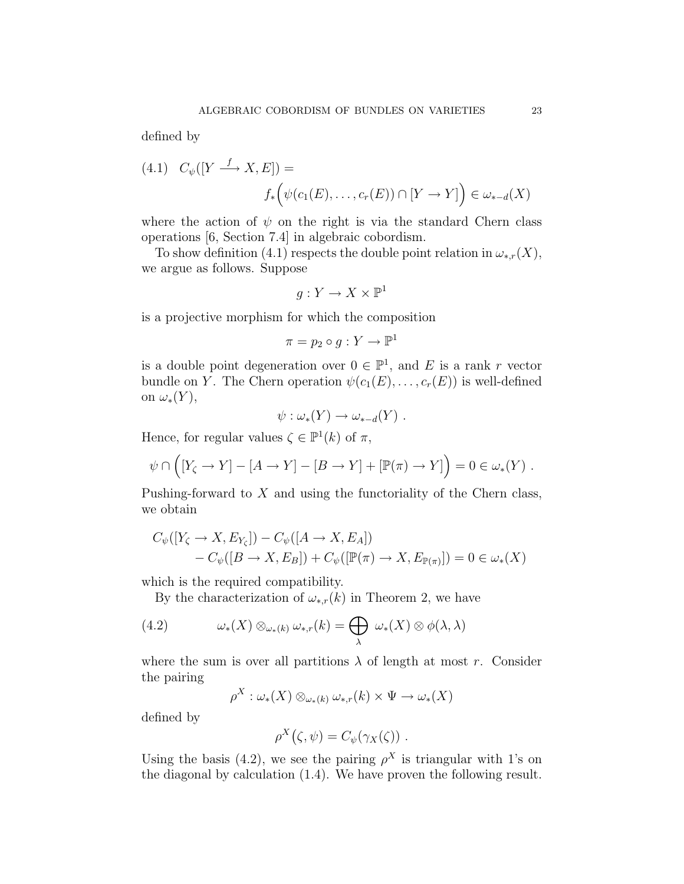defined by

$$
(4.1) \quad C_\psi([Y \xrightarrow{f} X, E]) = \\
f_*\Big(\psi(c_1(E), \ldots, c_r(E)) \cap [Y \to Y]\Big) \in \omega_{*-d}(X)
$$

where the action of $\psi$ on the right is via the standard Chern class operations [6, Section 7.4] in algebraic cobordism.

To show definition (4.1) respects the double point relation in $\omega_{*,r}(X)$, we argue as follows. Suppose

$$
g : Y \to X \times \mathbb{P}^1
$$

is a projective morphism for which the composition

$$
\pi = p_2 \circ g : Y \to \mathbb{P}^1
$$

is a double point degeneration over $0 \in \mathbb{P}^1$, and $E$ is a rank $r$ vector bundle on $Y$. The Chern operation $\psi(c_1(E), \ldots, c_r(E))$ is well-defined on $\omega_*(Y)$,

$$
\psi : \omega_*(Y) \to \omega_{*-d}(Y) \ .
$$

Hence, for regular values $\zeta \in \mathbb{P}^1(k)$ of $\pi$,

$$
\psi \cap \Big([Y_\zeta \to Y] - [A \to Y] - [B \to Y] + [\mathbb{P}(\pi) \to Y]\Big) = 0 \in \omega_*(Y) \ .
$$

Pushing-forward to $X$ and using the functoriality of the Chern class, we obtain

$$
C_\psi([Y_\zeta \to X, E_{Y_\zeta}]) - C_\psi([A \to X, E_A]) \\
- C_\psi([B \to X, E_B]) + C_\psi([\mathbb{P}(\pi) \to X, E_{\mathbb{P}(\pi)}]) = 0 \in \omega_*(X)
$$

which is the required compatibility.

By the characterization of $\omega_{*,r}(k)$ in Theorem 2, we have

$$
(4.2) \qquad \omega_*(X) \otimes_{\omega_*(k)} \omega_{*,r}(k) = \bigoplus_\lambda \ \omega_*(X) \otimes \phi(\lambda, \lambda)
$$

where the sum is over all partitions $\lambda$ of length at most $r$. Consider the pairing

$$
\rho^X : \omega_*(X) \otimes_{\omega_*(k)} \omega_{*,r}(k) \times \Psi \to \omega_*(X)
$$

defined by

$$
\rho^X\big(\zeta, \psi\big) = C_\psi(\gamma_X(\zeta)) \ .
$$

Using the basis (4.2), we see the pairing $\rho^X$ is triangular with 1's on the diagonal by calculation (1.4). We have proven the following result.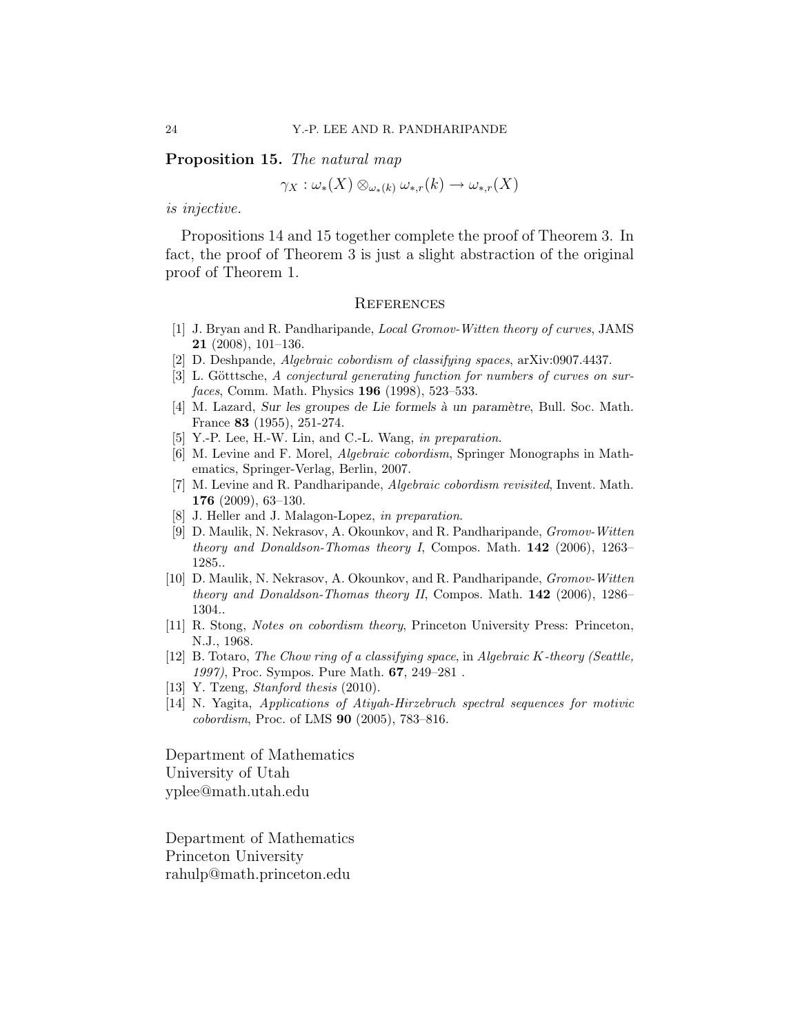**Proposition 15.** *The natural map*

$$\gamma_X : \omega_*(X) \otimes_{\omega_*(k)} \omega_{*,r}(k) \to \omega_{*,r}(X)$$

*is injective.*

Propositions 14 and 15 together complete the proof of Theorem 3. In fact, the proof of Theorem 3 is just a slight abstraction of the original proof of Theorem 1.

## References

[1] J. Bryan and R. Pandharipande, *Local Gromov-Witten theory of curves*, JAMS **21** (2008), 101–136.

[2] D. Deshpande, *Algebraic cobordism of classifying spaces*, arXiv:0907.4437.

[3] L. Götttsche, *A conjectural generating function for numbers of curves on surfaces*, Comm. Math. Physics **196** (1998), 523–533.

[4] M. Lazard, *Sur les groupes de Lie formels à un paramètre*, Bull. Soc. Math. France **83** (1955), 251-274.

[5] Y.-P. Lee, H.-W. Lin, and C.-L. Wang, *in preparation*.

[6] M. Levine and F. Morel, *Algebraic cobordism*, Springer Monographs in Mathematics, Springer-Verlag, Berlin, 2007.

[7] M. Levine and R. Pandharipande, *Algebraic cobordism revisited*, Invent. Math. **176** (2009), 63–130.

[8] J. Heller and J. Malagon-Lopez, *in preparation*.

[9] D. Maulik, N. Nekrasov, A. Okounkov, and R. Pandharipande, *Gromov-Witten theory and Donaldson-Thomas theory I*, Compos. Math. **142** (2006), 1263–1285..

[10] D. Maulik, N. Nekrasov, A. Okounkov, and R. Pandharipande, *Gromov-Witten theory and Donaldson-Thomas theory II*, Compos. Math. **142** (2006), 1286–1304..

[11] R. Stong, *Notes on cobordism theory*, Princeton University Press: Princeton, N.J., 1968.

[12] B. Totaro, *The Chow ring of a classifying space*, in *Algebraic K-theory (Seattle, 1997)*, Proc. Sympos. Pure Math. **67**, 249–281 .

[13] Y. Tzeng, *Stanford thesis* (2010).

[14] N. Yagita, *Applications of Atiyah-Hirzebruch spectral sequences for motivic cobordism*, Proc. of LMS **90** (2005), 783–816.

Department of Mathematics
University of Utah
yplee@math.utah.edu

Department of Mathematics
Princeton University
rahulp@math.princeton.edu